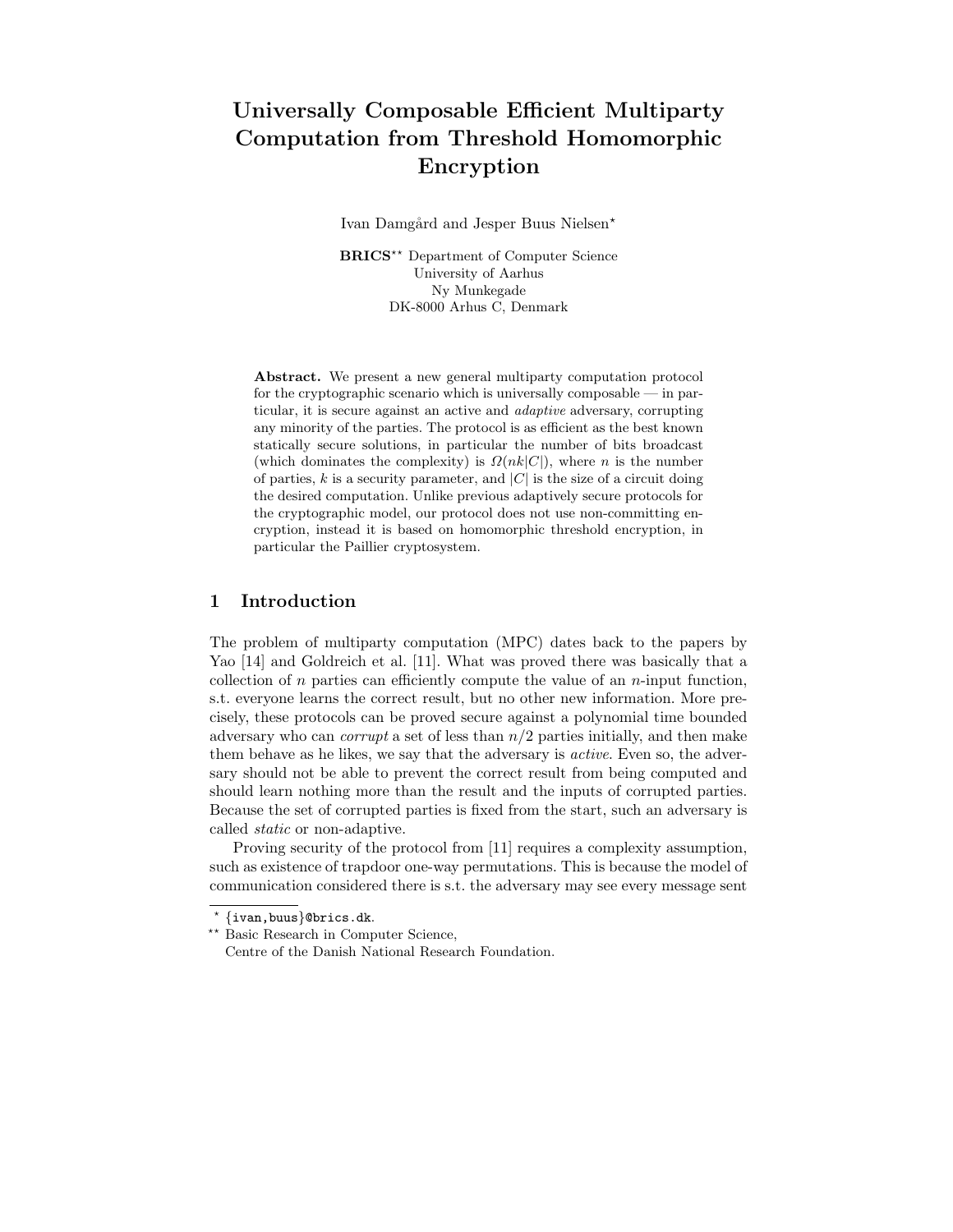# Universally Composable Efficient Multiparty Computation from Threshold Homomorphic Encryption

Ivan Damgård and Jesper Buus Nielsen*

**BRICS**** Department of Computer Science
University of Aarhus
Ny Munkegade
DK-8000 Arhus C, Denmark

**Abstract.** We present a new general multiparty computation protocol for the cryptographic scenario which is universally composable — in particular, it is secure against an active and *adaptive* adversary, corrupting any minority of the parties. The protocol is as efficient as the best known statically secure solutions, in particular the number of bits broadcast (which dominates the complexity) is $\Omega(nk|C|)$, where $n$ is the number of parties, $k$ is a security parameter, and $|C|$ is the size of a circuit doing the desired computation. Unlike previous adaptively secure protocols for the cryptographic model, our protocol does not use non-committing encryption, instead it is based on homomorphic threshold encryption, in particular the Paillier cryptosystem.

## 1 Introduction

The problem of multiparty computation (MPC) dates back to the papers by Yao [14] and Goldreich et al. [11]. What was proved there was basically that a collection of $n$ parties can efficiently compute the value of an $n$-input function, s.t. everyone learns the correct result, but no other new information. More precisely, these protocols can be proved secure against a polynomial time bounded adversary who can *corrupt* a set of less than $n/2$ parties initially, and then make them behave as he likes, we say that the adversary is *active*. Even so, the adversary should not be able to prevent the correct result from being computed and should learn nothing more than the result and the inputs of corrupted parties. Because the set of corrupted parties is fixed from the start, such an adversary is called *static* or non-adaptive.

Proving security of the protocol from [11] requires a complexity assumption, such as existence of trapdoor one-way permutations. This is because the model of communication considered there is s.t. the adversary may see every message sent

---

* {ivan,buus}@brics.dk.

** Basic Research in Computer Science, Centre of the Danish National Research Foundation.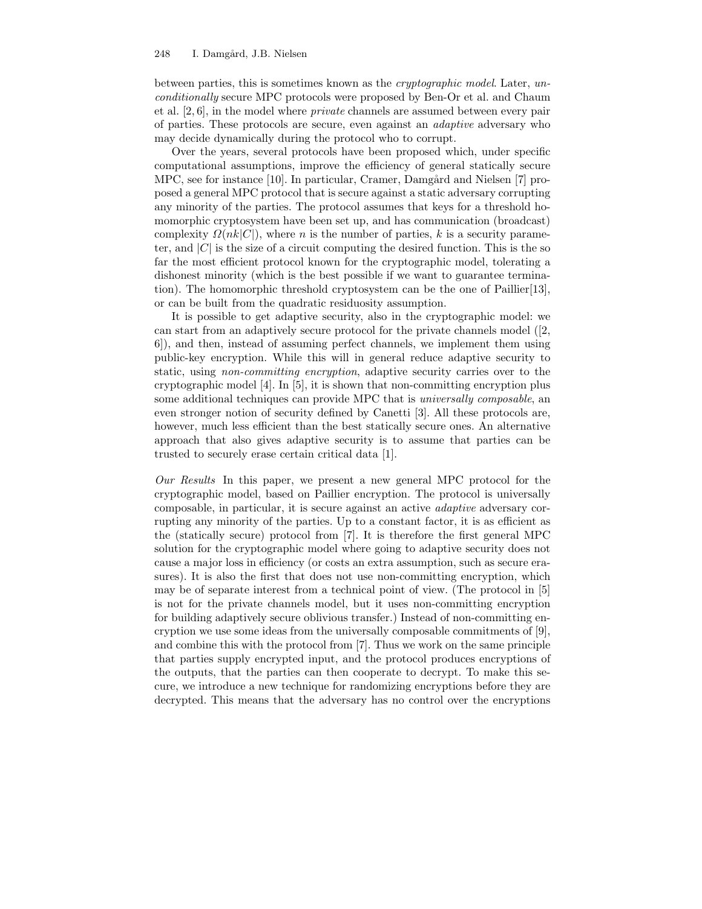between parties, this is sometimes known as the *cryptographic model*. Later, *unconditionally* secure MPC protocols were proposed by Ben-Or et al. and Chaum et al. [2, 6], in the model where *private* channels are assumed between every pair of parties. These protocols are secure, even against an *adaptive* adversary who may decide dynamically during the protocol who to corrupt.

Over the years, several protocols have been proposed which, under specific computational assumptions, improve the efficiency of general statically secure MPC, see for instance [10]. In particular, Cramer, Damgård and Nielsen [7] proposed a general MPC protocol that is secure against a static adversary corrupting any minority of the parties. The protocol assumes that keys for a threshold homomorphic cryptosystem have been set up, and has communication (broadcast) complexity $\Omega(nk|C|)$, where $n$ is the number of parties, $k$ is a security parameter, and $|C|$ is the size of a circuit computing the desired function. This is the so far the most efficient protocol known for the cryptographic model, tolerating a dishonest minority (which is the best possible if we want to guarantee termination). The homomorphic threshold cryptosystem can be the one of Paillier[13], or can be built from the quadratic residuosity assumption.

It is possible to get adaptive security, also in the cryptographic model: we can start from an adaptively secure protocol for the private channels model ([2, 6]), and then, instead of assuming perfect channels, we implement them using public-key encryption. While this will in general reduce adaptive security to static, using *non-committing encryption*, adaptive security carries over to the cryptographic model [4]. In [5], it is shown that non-committing encryption plus some additional techniques can provide MPC that is *universally composable*, an even stronger notion of security defined by Canetti [3]. All these protocols are, however, much less efficient than the best statically secure ones. An alternative approach that also gives adaptive security is to assume that parties can be trusted to securely erase certain critical data [1].

*Our Results* In this paper, we present a new general MPC protocol for the cryptographic model, based on Paillier encryption. The protocol is universally composable, in particular, it is secure against an active *adaptive* adversary corrupting any minority of the parties. Up to a constant factor, it is as efficient as the (statically secure) protocol from [7]. It is therefore the first general MPC solution for the cryptographic model where going to adaptive security does not cause a major loss in efficiency (or costs an extra assumption, such as secure erasures). It is also the first that does not use non-committing encryption, which may be of separate interest from a technical point of view. (The protocol in [5] is not for the private channels model, but it uses non-committing encryption for building adaptively secure oblivious transfer.) Instead of non-committing encryption we use some ideas from the universally composable commitments of [9], and combine this with the protocol from [7]. Thus we work on the same principle that parties supply encrypted input, and the protocol produces encryptions of the outputs, that the parties can then cooperate to decrypt. To make this secure, we introduce a new technique for randomizing encryptions before they are decrypted. This means that the adversary has no control over the encryptions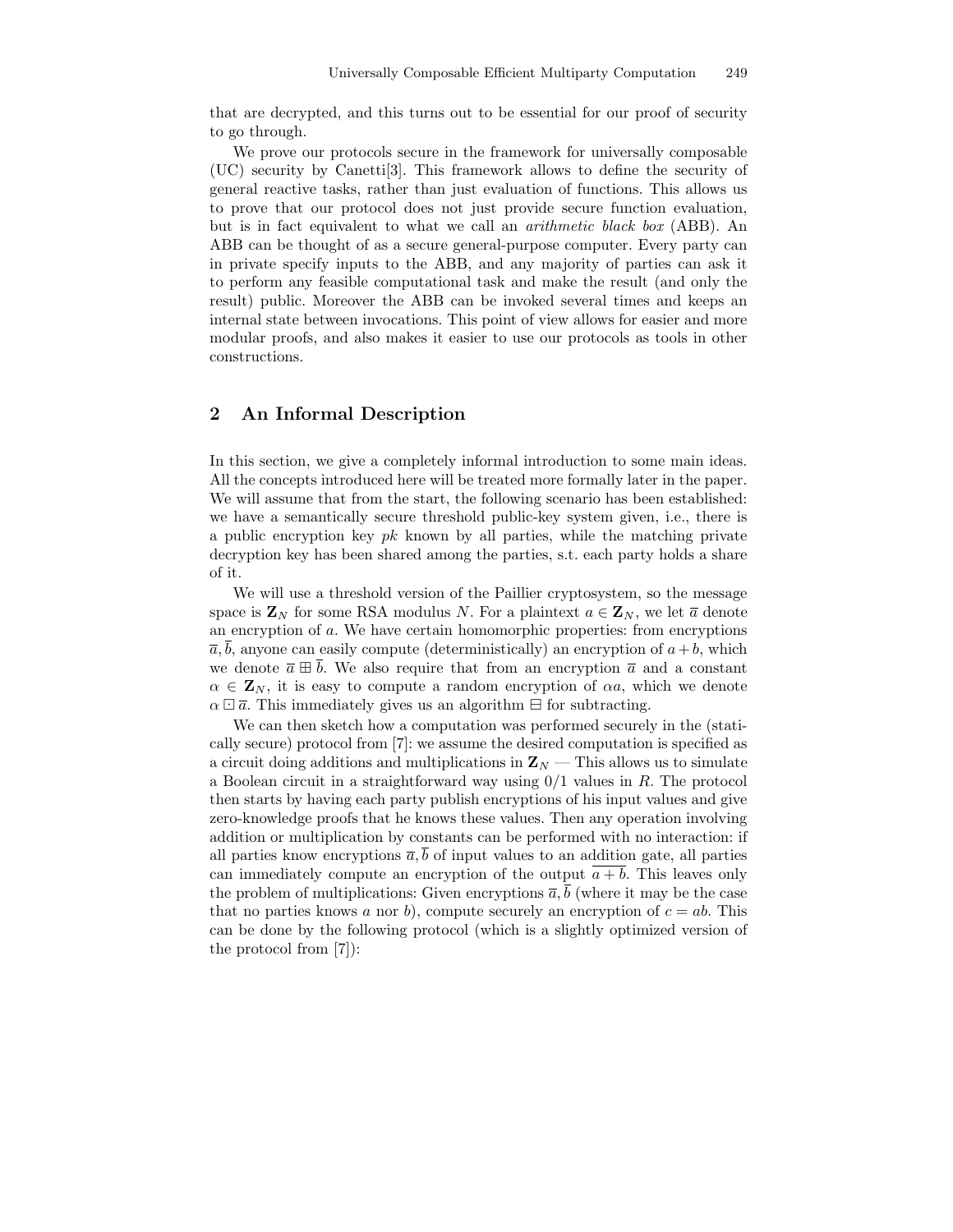that are decrypted, and this turns out to be essential for our proof of security to go through.

We prove our protocols secure in the framework for universally composable (UC) security by Canetti[3]. This framework allows to define the security of general reactive tasks, rather than just evaluation of functions. This allows us to prove that our protocol does not just provide secure function evaluation, but is in fact equivalent to what we call an *arithmetic black box* (ABB). An ABB can be thought of as a secure general-purpose computer. Every party can in private specify inputs to the ABB, and any majority of parties can ask it to perform any feasible computational task and make the result (and only the result) public. Moreover the ABB can be invoked several times and keeps an internal state between invocations. This point of view allows for easier and more modular proofs, and also makes it easier to use our protocols as tools in other constructions.

## 2 An Informal Description

In this section, we give a completely informal introduction to some main ideas. All the concepts introduced here will be treated more formally later in the paper. We will assume that from the start, the following scenario has been established: we have a semantically secure threshold public-key system given, i.e., there is a public encryption key $pk$ known by all parties, while the matching private decryption key has been shared among the parties, s.t. each party holds a share of it.

We will use a threshold version of the Paillier cryptosystem, so the message space is $\mathbf{Z}_N$ for some RSA modulus $N$. For a plaintext $a \in \mathbf{Z}_N$, we let $\overline{a}$ denote an encryption of $a$. We have certain homomorphic properties: from encryptions $\overline{a}, \overline{b}$, anyone can easily compute (deterministically) an encryption of $a + b$, which we denote $\overline{a} \boxplus \overline{b}$. We also require that from an encryption $\overline{a}$ and a constant $\alpha \in \mathbf{Z}_N$, it is easy to compute a random encryption of $\alpha a$, which we denote $\alpha \boxdot \overline{a}$. This immediately gives us an algorithm $\boxminus$ for subtracting.

We can then sketch how a computation was performed securely in the (statically secure) protocol from [7]: we assume the desired computation is specified as a circuit doing additions and multiplications in $\mathbf{Z}_N$ — This allows us to simulate a Boolean circuit in a straightforward way using 0/1 values in $R$. The protocol then starts by having each party publish encryptions of his input values and give zero-knowledge proofs that he knows these values. Then any operation involving addition or multiplication by constants can be performed with no interaction: if all parties know encryptions $\overline{a}, \overline{b}$ of input values to an addition gate, all parties can immediately compute an encryption of the output $\overline{a+b}$. This leaves only the problem of multiplications: Given encryptions $\overline{a}, \overline{b}$ (where it may be the case that no parties knows $a$ nor $b$), compute securely an encryption of $c = ab$. This can be done by the following protocol (which is a slightly optimized version of the protocol from [7]):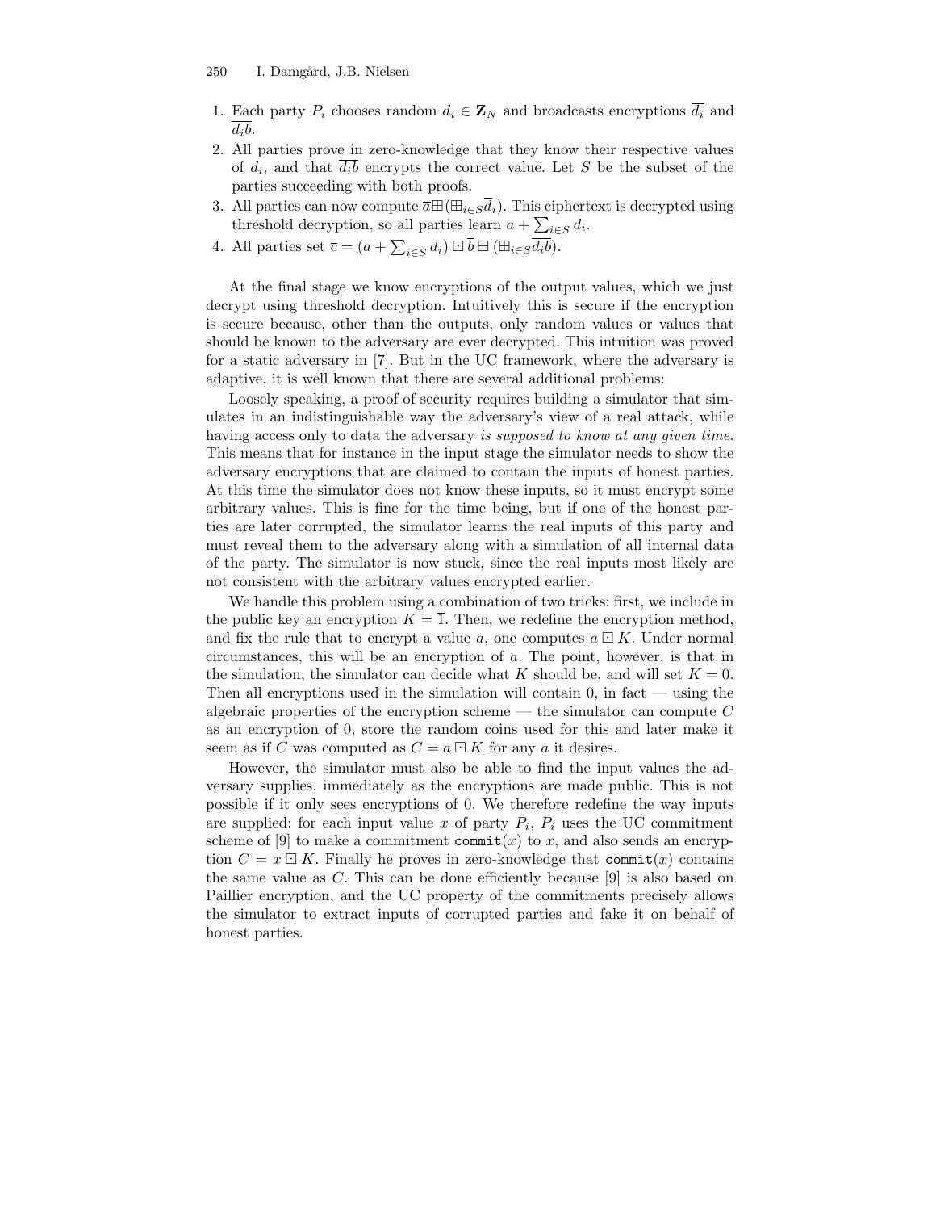1. Each party $P_i$ chooses random $d_i \in \mathbf{Z}_N$ and broadcasts encryptions $\overline{d_i}$ and $\overline{d_i b}$.
2. All parties prove in zero-knowledge that they know their respective values of $d_i$, and that $\overline{d_i b}$ encrypts the correct value. Let $S$ be the subset of the parties succeeding with both proofs.
3. All parties can now compute $\overline{a} \boxplus (\boxplus_{i \in S} \overline{d_i})$. This ciphertext is decrypted using threshold decryption, so all parties learn $a + \sum_{i \in S} d_i$.
4. All parties set $\overline{c} = (a + \sum_{i \in S} d_i) \boxdot \overline{b} \boxminus (\boxplus_{i \in S} \overline{d_i b})$.

At the final stage we know encryptions of the output values, which we just decrypt using threshold decryption. Intuitively this is secure if the encryption is secure because, other than the outputs, only random values or values that should be known to the adversary are ever decrypted. This intuition was proved for a static adversary in [7]. But in the UC framework, where the adversary is adaptive, it is well known that there are several additional problems:

Loosely speaking, a proof of security requires building a simulator that simulates in an indistinguishable way the adversary's view of a real attack, while having access only to data the adversary *is supposed to know at any given time.* This means that for instance in the input stage the simulator needs to show the adversary encryptions that are claimed to contain the inputs of honest parties. At this time the simulator does not know these inputs, so it must encrypt some arbitrary values. This is fine for the time being, but if one of the honest parties are later corrupted, the simulator learns the real inputs of this party and must reveal them to the adversary along with a simulation of all internal data of the party. The simulator is now stuck, since the real inputs most likely are not consistent with the arbitrary values encrypted earlier.

We handle this problem using a combination of two tricks: first, we include in the public key an encryption $K = \overline{1}$. Then, we redefine the encryption method, and fix the rule that to encrypt a value $a$, one computes $a \boxdot K$. Under normal circumstances, this will be an encryption of $a$. The point, however, is that in the simulation, the simulator can decide what $K$ should be, and will set $K = \overline{0}$. Then all encryptions used in the simulation will contain 0, in fact — using the algebraic properties of the encryption scheme — the simulator can compute $C$ as an encryption of 0, store the random coins used for this and later make it seem as if $C$ was computed as $C = a \boxdot K$ for any $a$ it desires.

However, the simulator must also be able to find the input values the adversary supplies, immediately as the encryptions are made public. This is not possible if it only sees encryptions of 0. We therefore redefine the way inputs are supplied: for each input value $x$ of party $P_i$, $P_i$ uses the UC commitment scheme of [9] to make a commitment $\texttt{commit}(x)$ to $x$, and also sends an encryption $C = x \boxdot K$. Finally he proves in zero-knowledge that $\texttt{commit}(x)$ contains the same value as $C$. This can be done efficiently because [9] is also based on Paillier encryption, and the UC property of the commitments precisely allows the simulator to extract inputs of corrupted parties and fake it on behalf of honest parties.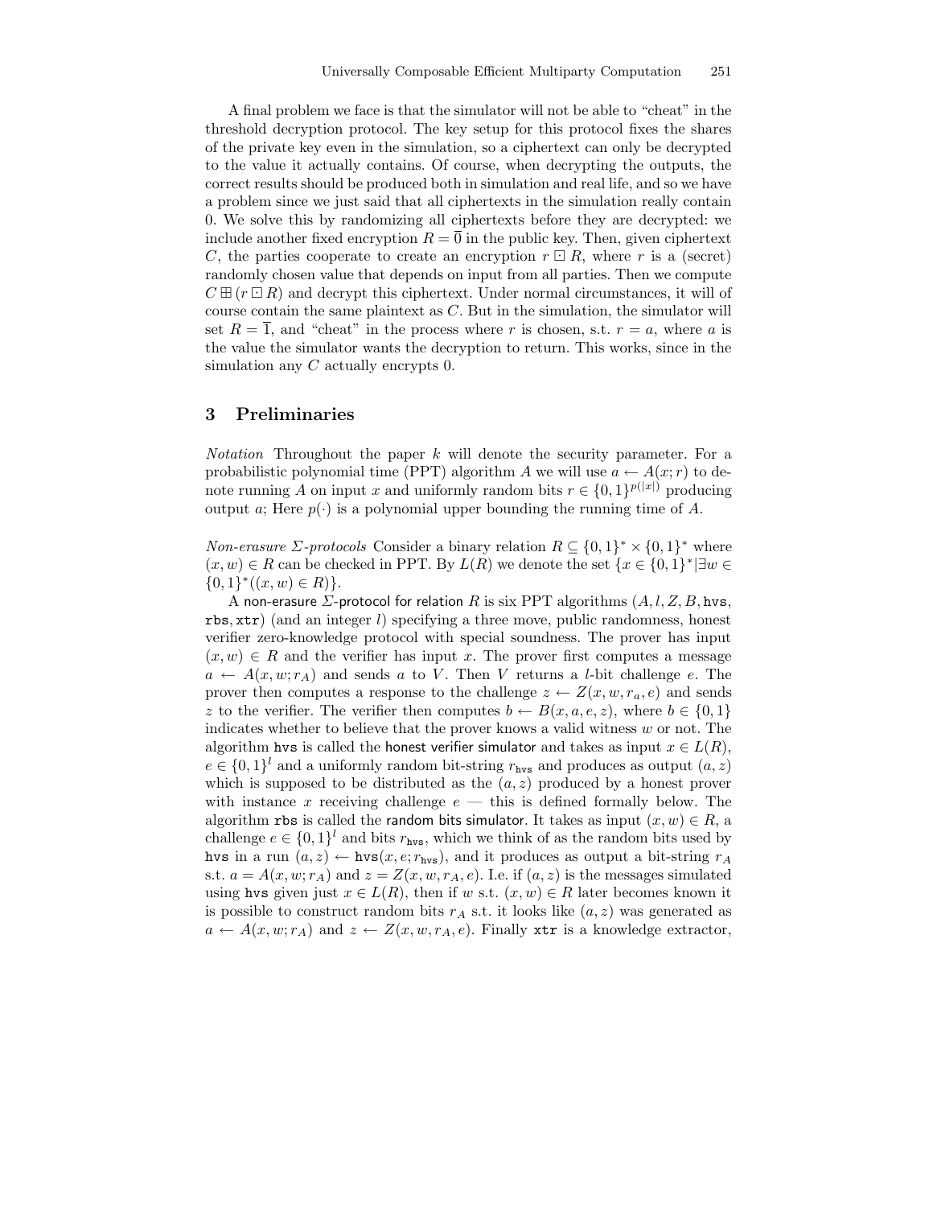A final problem we face is that the simulator will not be able to "cheat" in the threshold decryption protocol. The key setup for this protocol fixes the shares of the private key even in the simulation, so a ciphertext can only be decrypted to the value it actually contains. Of course, when decrypting the outputs, the correct results should be produced both in simulation and real life, and so we have a problem since we just said that all ciphertexts in the simulation really contain 0. We solve this by randomizing all ciphertexts before they are decrypted: we include another fixed encryption $R = \overline{0}$ in the public key. Then, given ciphertext $C$, the parties cooperate to create an encryption $r \boxdot R$, where $r$ is a (secret) randomly chosen value that depends on input from all parties. Then we compute $C \boxplus (r \boxdot R)$ and decrypt this ciphertext. Under normal circumstances, it will of course contain the same plaintext as $C$. But in the simulation, the simulator will set $R = \overline{1}$, and "cheat" in the process where $r$ is chosen, s.t. $r = a$, where $a$ is the value the simulator wants the decryption to return. This works, since in the simulation any $C$ actually encrypts 0.

## 3 Preliminaries

*Notation* Throughout the paper $k$ will denote the security parameter. For a probabilistic polynomial time (PPT) algorithm $A$ we will use $a \leftarrow A(x; r)$ to denote running $A$ on input $x$ and uniformly random bits $r \in \{0,1\}^{p(|x|)}$ producing output $a$; Here $p(\cdot)$ is a polynomial upper bounding the running time of $A$.

*Non-erasure Σ-protocols* Consider a binary relation $R \subseteq \{0,1\}^* \times \{0,1\}^*$ where $(x, w) \in R$ can be checked in PPT. By $L(R)$ we denote the set $\{x \in \{0,1\}^* | \exists w \in \{0,1\}^*((x, w) \in R)\}$.

A non-erasure Σ-protocol for relation $R$ is six PPT algorithms $(A, l, Z, B, \texttt{hvs}, \texttt{rbs}, \texttt{xtr})$ (and an integer $l$) specifying a three move, public randomness, honest verifier zero-knowledge protocol with special soundness. The prover has input $(x, w) \in R$ and the verifier has input $x$. The prover first computes a message $a \leftarrow A(x, w; r_A)$ and sends $a$ to $V$. Then $V$ returns a $l$-bit challenge $e$. The prover then computes a response to the challenge $z \leftarrow Z(x, w, r_a, e)$ and sends $z$ to the verifier. The verifier then computes $b \leftarrow B(x, a, e, z)$, where $b \in \{0,1\}$ indicates whether to believe that the prover knows a valid witness $w$ or not. The algorithm $\texttt{hvs}$ is called the honest verifier simulator and takes as input $x \in L(R)$, $e \in \{0,1\}^l$ and a uniformly random bit-string $r_{\texttt{hvs}}$ and produces as output $(a, z)$ which is supposed to be distributed as the $(a, z)$ produced by a honest prover with instance $x$ receiving challenge $e$ — this is defined formally below. The algorithm $\texttt{rbs}$ is called the random bits simulator. It takes as input $(x, w) \in R$, a challenge $e \in \{0,1\}^l$ and bits $r_{\texttt{hvs}}$, which we think of as the random bits used by $\texttt{hvs}$ in a run $(a, z) \leftarrow \texttt{hvs}(x, e; r_{\texttt{hvs}})$, and it produces as output a bit-string $r_A$ s.t. $a = A(x, w; r_A)$ and $z = Z(x, w, r_A, e)$. I.e. if $(a, z)$ is the messages simulated using $\texttt{hvs}$ given just $x \in L(R)$, then if $w$ s.t. $(x, w) \in R$ later becomes known it is possible to construct random bits $r_A$ s.t. it looks like $(a, z)$ was generated as $a \leftarrow A(x, w; r_A)$ and $z \leftarrow Z(x, w, r_A, e)$. Finally $\texttt{xtr}$ is a knowledge extractor,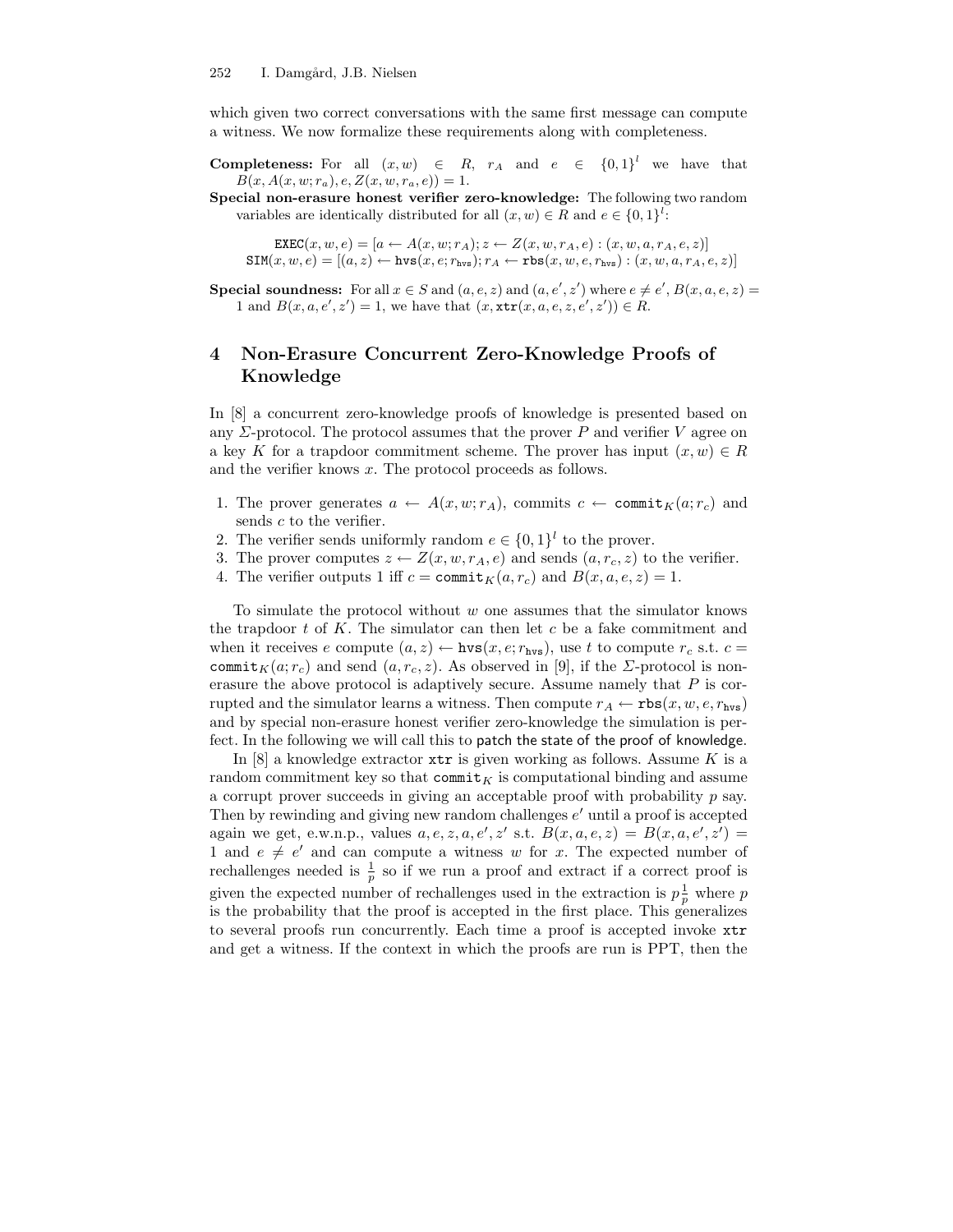which given two correct conversations with the same first message can compute a witness. We now formalize these requirements along with completeness.

**Completeness:** For all $(x, w) \in R$, $r_A$ and $e \in \{0,1\}^l$ we have that $B(x, A(x, w; r_a), e, Z(x, w, r_a, e)) = 1$.

**Special non-erasure honest verifier zero-knowledge:** The following two random variables are identically distributed for all $(x, w) \in R$ and $e \in \{0,1\}^l$:

$$\texttt{EXEC}(x, w, e) = [a \leftarrow A(x, w; r_A); z \leftarrow Z(x, w, r_A, e) : (x, w, a, r_A, e, z)]$$
$$\texttt{SIM}(x, w, e) = [(a, z) \leftarrow \texttt{hvs}(x, e; r_{\texttt{hvs}}); r_A \leftarrow \texttt{rbs}(x, w, e, r_{\texttt{hvs}}) : (x, w, a, r_A, e, z)]$$

**Special soundness:** For all $x \in S$ and $(a, e, z)$ and $(a, e', z')$ where $e \neq e'$, $B(x, a, e, z) = 1$ and $B(x, a, e', z') = 1$, we have that $(x, \texttt{xtr}(x, a, e, z, e', z')) \in R$.

## 4 Non-Erasure Concurrent Zero-Knowledge Proofs of Knowledge

In [8] a concurrent zero-knowledge proofs of knowledge is presented based on any $\Sigma$-protocol. The protocol assumes that the prover $P$ and verifier $V$ agree on a key $K$ for a trapdoor commitment scheme. The prover has input $(x, w) \in R$ and the verifier knows $x$. The protocol proceeds as follows.

1. The prover generates $a \leftarrow A(x, w; r_A)$, commits $c \leftarrow \texttt{commit}_K(a; r_c)$ and sends $c$ to the verifier.
2. The verifier sends uniformly random $e \in \{0,1\}^l$ to the prover.
3. The prover computes $z \leftarrow Z(x, w, r_A, e)$ and sends $(a, r_c, z)$ to the verifier.
4. The verifier outputs 1 iff $c = \texttt{commit}_K(a, r_c)$ and $B(x, a, e, z) = 1$.

To simulate the protocol without $w$ one assumes that the simulator knows the trapdoor $t$ of $K$. The simulator can then let $c$ be a fake commitment and when it receives $e$ compute $(a, z) \leftarrow \texttt{hvs}(x, e; r_{\texttt{hvs}})$, use $t$ to compute $r_c$ s.t. $c = \texttt{commit}_K(a; r_c)$ and send $(a, r_c, z)$. As observed in [9], if the $\Sigma$-protocol is non-erasure the above protocol is adaptively secure. Assume namely that $P$ is corrupted and the simulator learns a witness. Then compute $r_A \leftarrow \texttt{rbs}(x, w, e, r_{\texttt{hvs}})$ and by special non-erasure honest verifier zero-knowledge the simulation is perfect. In the following we will call this to patch the state of the proof of knowledge.

In [8] a knowledge extractor $\texttt{xtr}$ is given working as follows. Assume $K$ is a random commitment key so that $\texttt{commit}_K$ is computational binding and assume a corrupt prover succeeds in giving an acceptable proof with probability $p$ say. Then by rewinding and giving new random challenges $e'$ until a proof is accepted again we get, e.w.n.p., values $a, e, z, a, e', z'$ s.t. $B(x, a, e, z) = B(x, a, e', z') = 1$ and $e \neq e'$ and can compute a witness $w$ for $x$. The expected number of rechallenges needed is $\frac{1}{p}$ so if we run a proof and extract if a correct proof is given the expected number of rechallenges used in the extraction is $p\frac{1}{p}$ where $p$ is the probability that the proof is accepted in the first place. This generalizes to several proofs run concurrently. Each time a proof is accepted invoke $\texttt{xtr}$ and get a witness. If the context in which the proofs are run is PPT, then the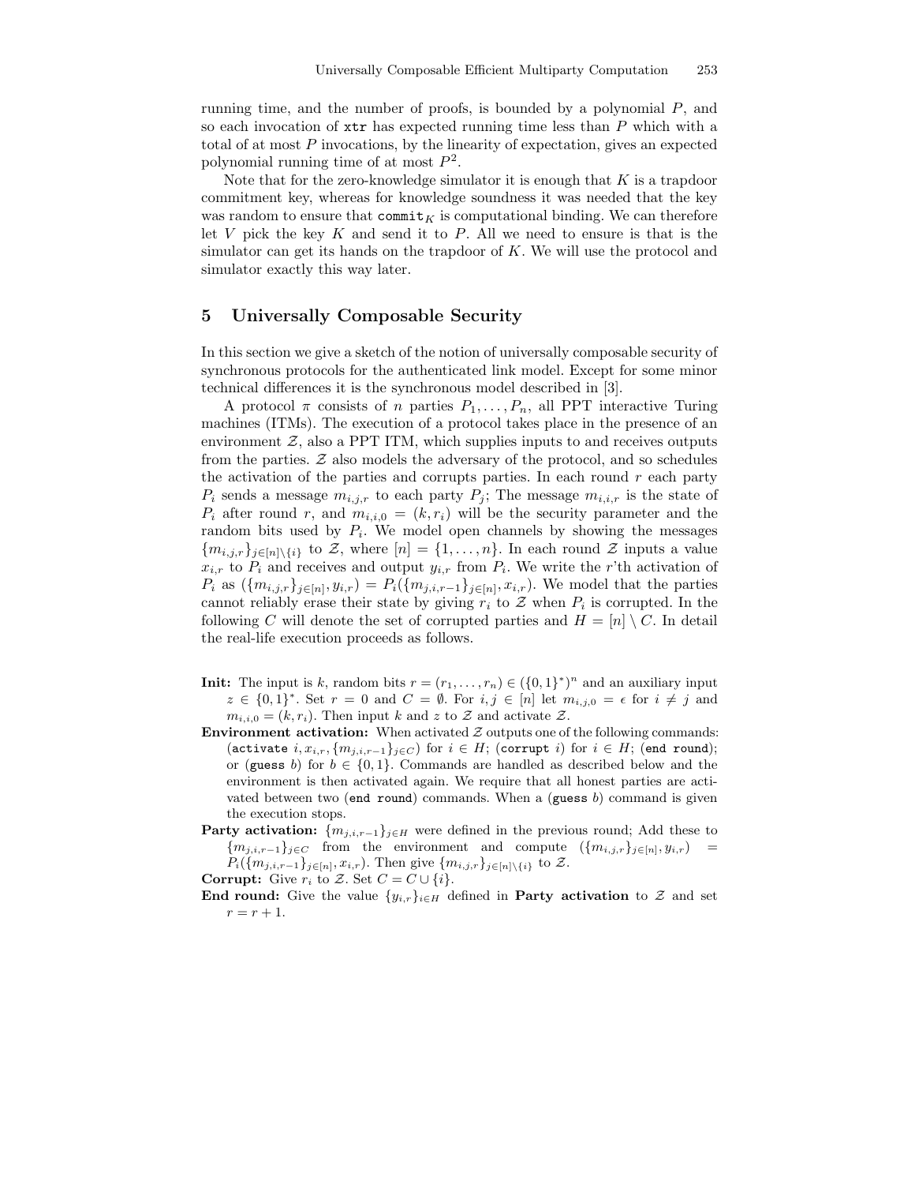running time, and the number of proofs, is bounded by a polynomial $P$, and so each invocation of `xtr` has expected running time less than $P$ which with a total of at most $P$ invocations, by the linearity of expectation, gives an expected polynomial running time of at most $P^2$.

Note that for the zero-knowledge simulator it is enough that $K$ is a trapdoor commitment key, whereas for knowledge soundness it was needed that the key was random to ensure that $\texttt{commit}_K$ is computational binding. We can therefore let $V$ pick the key $K$ and send it to $P$. All we need to ensure is that is the simulator can get its hands on the trapdoor of $K$. We will use the protocol and simulator exactly this way later.

## 5 Universally Composable Security

In this section we give a sketch of the notion of universally composable security of synchronous protocols for the authenticated link model. Except for some minor technical differences it is the synchronous model described in [3].

A protocol $\pi$ consists of $n$ parties $P_1, \ldots, P_n$, all PPT interactive Turing machines (ITMs). The execution of a protocol takes place in the presence of an environment $\mathcal{Z}$, also a PPT ITM, which supplies inputs to and receives outputs from the parties. $\mathcal{Z}$ also models the adversary of the protocol, and so schedules the activation of the parties and corrupts parties. In each round $r$ each party $P_i$ sends a message $m_{i,j,r}$ to each party $P_j$; The message $m_{i,i,r}$ is the state of $P_i$ after round $r$, and $m_{i,i,0} = (k, r_i)$ will be the security parameter and the random bits used by $P_i$. We model open channels by showing the messages $\{m_{i,j,r}\}_{j\in[n]\setminus\{i\}}$ to $\mathcal{Z}$, where $[n] = \{1, \ldots, n\}$. In each round $\mathcal{Z}$ inputs a value $x_{i,r}$ to $P_i$ and receives and output $y_{i,r}$ from $P_i$. We write the $r$'th activation of $P_i$ as $(\{m_{i,j,r}\}_{j\in[n]}, y_{i,r}) = P_i(\{m_{j,i,r-1}\}_{j\in[n]}, x_{i,r})$. We model that the parties cannot reliably erase their state by giving $r_i$ to $\mathcal{Z}$ when $P_i$ is corrupted. In the following $C$ will denote the set of corrupted parties and $H = [n] \setminus C$. In detail the real-life execution proceeds as follows.

**Init:** The input is $k$, random bits $r = (r_1, \ldots, r_n) \in (\{0,1\}^*)^n$ and an auxiliary input $z \in \{0,1\}^*$. Set $r = 0$ and $C = \emptyset$. For $i, j \in [n]$ let $m_{i,j,0} = \epsilon$ for $i \neq j$ and $m_{i,i,0} = (k, r_i)$. Then input $k$ and $z$ to $\mathcal{Z}$ and activate $\mathcal{Z}$.

**Environment activation:** When activated $\mathcal{Z}$ outputs one of the following commands: (`activate` $i, x_{i,r}, \{m_{j,i,r-1}\}_{j\in C}$) for $i \in H$; (`corrupt` $i$) for $i \in H$; (`end round`); or (`guess` $b$) for $b \in \{0,1\}$. Commands are handled as described below and the environment is then activated again. We require that all honest parties are activated between two (`end round`) commands. When a (`guess` $b$) command is given the execution stops.

**Party activation:** $\{m_{j,i,r-1}\}_{j\in H}$ were defined in the previous round; Add these to $\{m_{j,i,r-1}\}_{j\in C}$ from the environment and compute $(\{m_{i,j,r}\}_{j\in[n]}, y_{i,r}) = P_i(\{m_{j,i,r-1}\}_{j\in[n]}, x_{i,r})$. Then give $\{m_{i,j,r}\}_{j\in[n]\setminus\{i\}}$ to $\mathcal{Z}$.

**Corrupt:** Give $r_i$ to $\mathcal{Z}$. Set $C = C \cup \{i\}$.

**End round:** Give the value $\{y_{i,r}\}_{i\in H}$ defined in **Party activation** to $\mathcal{Z}$ and set $r = r + 1$.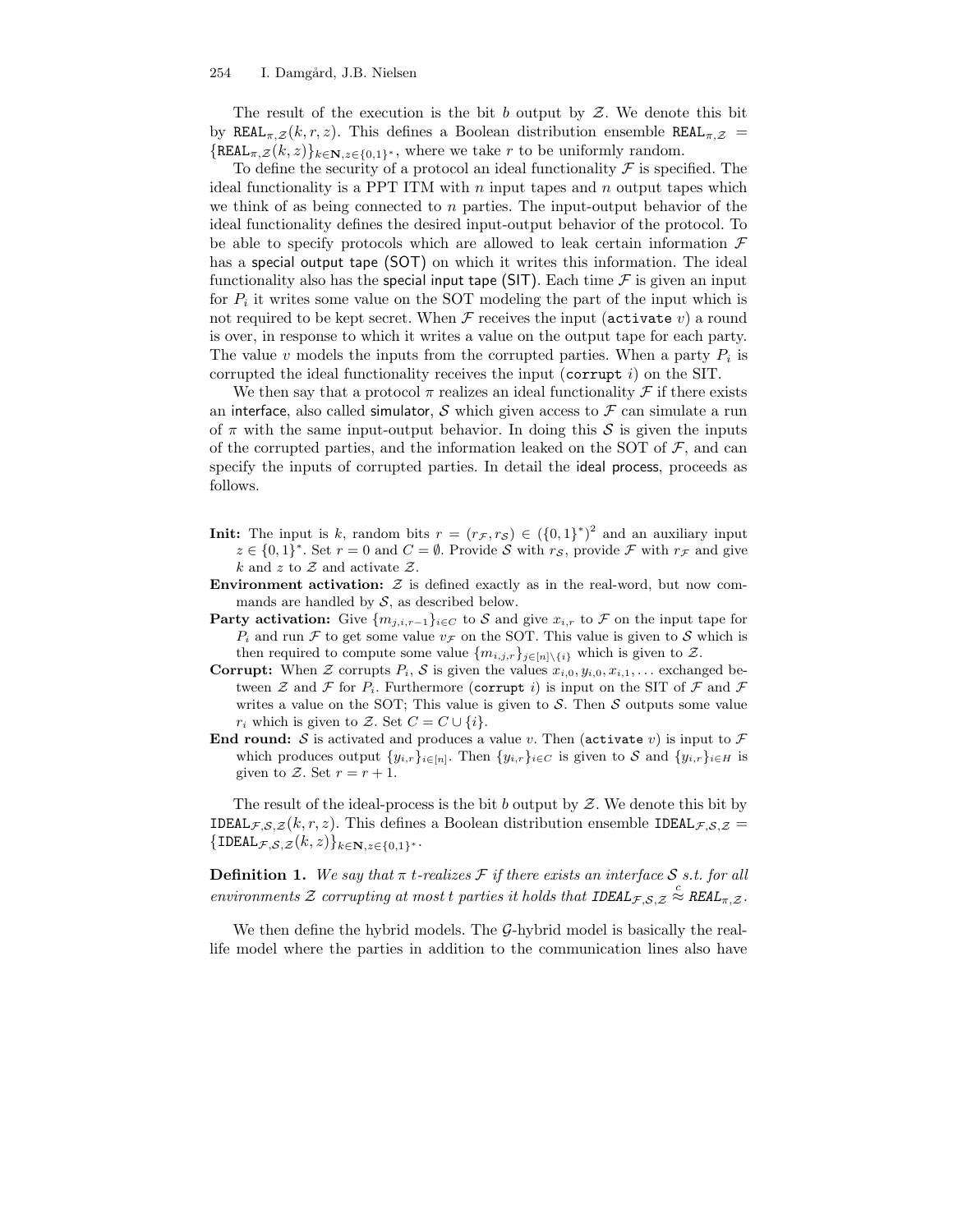The result of the execution is the bit $b$ output by $\mathcal{Z}$. We denote this bit by $\mathtt{REAL}_{\pi,\mathcal{Z}}(k, r, z)$. This defines a Boolean distribution ensemble $\mathtt{REAL}_{\pi,\mathcal{Z}} = \{\mathtt{REAL}_{\pi,\mathcal{Z}}(k, z)\}_{k \in \mathbf{N}, z \in \{0,1\}^*}$, where we take $r$ to be uniformly random.

To define the security of a protocol an ideal functionality $\mathcal{F}$ is specified. The ideal functionality is a PPT ITM with $n$ input tapes and $n$ output tapes which we think of as being connected to $n$ parties. The input-output behavior of the ideal functionality defines the desired input-output behavior of the protocol. To be able to specify protocols which are allowed to leak certain information $\mathcal{F}$ has a special output tape (SOT) on which it writes this information. The ideal functionality also has the special input tape (SIT). Each time $\mathcal{F}$ is given an input for $P_i$ it writes some value on the SOT modeling the part of the input which is not required to be kept secret. When $\mathcal{F}$ receives the input ($\mathtt{activate}\ v$) a round is over, in response to which it writes a value on the output tape for each party. The value $v$ models the inputs from the corrupted parties. When a party $P_i$ is corrupted the ideal functionality receives the input ($\mathtt{corrupt}\ i$) on the SIT.

We then say that a protocol $\pi$ realizes an ideal functionality $\mathcal{F}$ if there exists an interface, also called simulator, $\mathcal{S}$ which given access to $\mathcal{F}$ can simulate a run of $\pi$ with the same input-output behavior. In doing this $\mathcal{S}$ is given the inputs of the corrupted parties, and the information leaked on the SOT of $\mathcal{F}$, and can specify the inputs of corrupted parties. In detail the ideal process, proceeds as follows.

- **Init:** The input is $k$, random bits $r = (r_\mathcal{F}, r_\mathcal{S}) \in (\{0,1\}^*)^2$ and an auxiliary input $z \in \{0,1\}^*$. Set $r = 0$ and $C = \emptyset$. Provide $\mathcal{S}$ with $r_\mathcal{S}$, provide $\mathcal{F}$ with $r_\mathcal{F}$ and give $k$ and $z$ to $\mathcal{Z}$ and activate $\mathcal{Z}$.
- **Environment activation:** $\mathcal{Z}$ is defined exactly as in the real-word, but now commands are handled by $\mathcal{S}$, as described below.
- **Party activation:** Give $\{m_{j,i,r-1}\}_{i \in C}$ to $\mathcal{S}$ and give $x_{i,r}$ to $\mathcal{F}$ on the input tape for $P_i$ and run $\mathcal{F}$ to get some value $v_\mathcal{F}$ on the SOT. This value is given to $\mathcal{S}$ which is then required to compute some value $\{m_{i,j,r}\}_{j \in [n] \setminus \{i\}}$ which is given to $\mathcal{Z}$.
- **Corrupt:** When $\mathcal{Z}$ corrupts $P_i$, $\mathcal{S}$ is given the values $x_{i,0}, y_{i,0}, x_{i,1}, \ldots$ exchanged between $\mathcal{Z}$ and $\mathcal{F}$ for $P_i$. Furthermore ($\mathtt{corrupt}\ i$) is input on the SIT of $\mathcal{F}$ and $\mathcal{F}$ writes a value on the SOT; This value is given to $\mathcal{S}$. Then $\mathcal{S}$ outputs some value $r_i$ which is given to $\mathcal{Z}$. Set $C = C \cup \{i\}$.
- **End round:** $\mathcal{S}$ is activated and produces a value $v$. Then ($\mathtt{activate}\ v$) is input to $\mathcal{F}$ which produces output $\{y_{i,r}\}_{i \in [n]}$. Then $\{y_{i,r}\}_{i \in C}$ is given to $\mathcal{S}$ and $\{y_{i,r}\}_{i \in H}$ is given to $\mathcal{Z}$. Set $r = r + 1$.

The result of the ideal-process is the bit $b$ output by $\mathcal{Z}$. We denote this bit by $\mathtt{IDEAL}_{\mathcal{F},\mathcal{S},\mathcal{Z}}(k, r, z)$. This defines a Boolean distribution ensemble $\mathtt{IDEAL}_{\mathcal{F},\mathcal{S},\mathcal{Z}} = \{\mathtt{IDEAL}_{\mathcal{F},\mathcal{S},\mathcal{Z}}(k, z)\}_{k \in \mathbf{N}, z \in \{0,1\}^*}$.

**Definition 1.** *We say that $\pi$ $t$-realizes $\mathcal{F}$ if there exists an interface $\mathcal{S}$ s.t. for all environments $\mathcal{Z}$ corrupting at most $t$ parties it holds that $\mathtt{IDEAL}_{\mathcal{F},\mathcal{S},\mathcal{Z}} \stackrel{c}{\approx} \mathtt{REAL}_{\pi,\mathcal{Z}}$.*

We then define the hybrid models. The $\mathcal{G}$-hybrid model is basically the real-life model where the parties in addition to the communication lines also have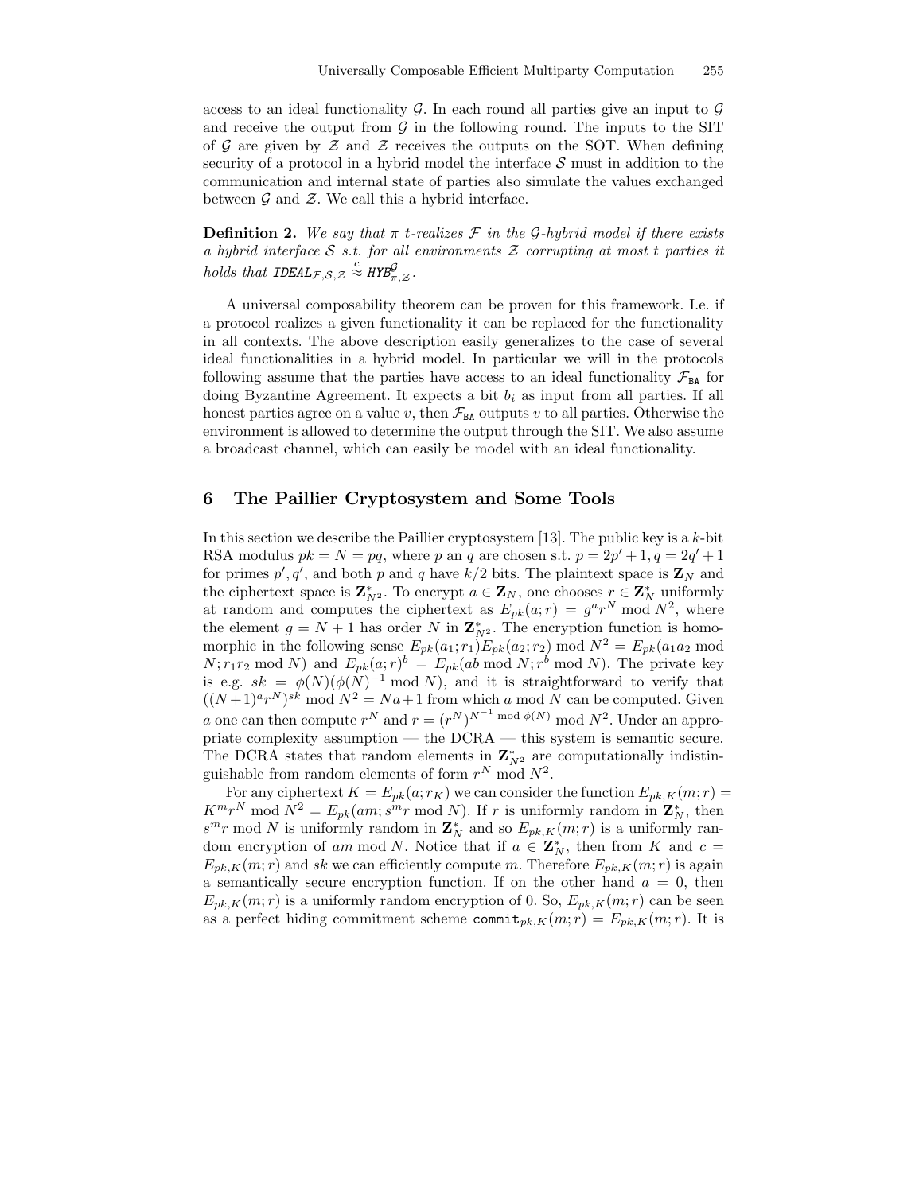access to an ideal functionality $\mathcal{G}$. In each round all parties give an input to $\mathcal{G}$ and receive the output from $\mathcal{G}$ in the following round. The inputs to the SIT of $\mathcal{G}$ are given by $\mathcal{Z}$ and $\mathcal{Z}$ receives the outputs on the SOT. When defining security of a protocol in a hybrid model the interface $\mathcal{S}$ must in addition to the communication and internal state of parties also simulate the values exchanged between $\mathcal{G}$ and $\mathcal{Z}$. We call this a hybrid interface.

**Definition 2.** *We say that $\pi$ $t$-realizes $\mathcal{F}$ in the $\mathcal{G}$-hybrid model if there exists a hybrid interface $\mathcal{S}$ s.t. for all environments $\mathcal{Z}$ corrupting at most $t$ parties it holds that $\texttt{IDEAL}_{\mathcal{F},\mathcal{S},\mathcal{Z}} \stackrel{c}{\approx} \texttt{HYB}^{\mathcal{G}}_{\pi,\mathcal{Z}}$.*

A universal composability theorem can be proven for this framework. I.e. if a protocol realizes a given functionality it can be replaced for the functionality in all contexts. The above description easily generalizes to the case of several ideal functionalities in a hybrid model. In particular we will in the protocols following assume that the parties have access to an ideal functionality $\mathcal{F}_{\texttt{BA}}$ for doing Byzantine Agreement. It expects a bit $b_i$ as input from all parties. If all honest parties agree on a value $v$, then $\mathcal{F}_{\texttt{BA}}$ outputs $v$ to all parties. Otherwise the environment is allowed to determine the output through the SIT. We also assume a broadcast channel, which can easily be model with an ideal functionality.

## 6 The Paillier Cryptosystem and Some Tools

In this section we describe the Paillier cryptosystem [13]. The public key is a $k$-bit RSA modulus $pk = N = pq$, where $p$ an $q$ are chosen s.t. $p = 2p' + 1, q = 2q' + 1$ for primes $p', q'$, and both $p$ and $q$ have $k/2$ bits. The plaintext space is $\mathbf{Z}_N$ and the ciphertext space is $\mathbf{Z}^*_{N^2}$. To encrypt $a \in \mathbf{Z}_N$, one chooses $r \in \mathbf{Z}^*_N$ uniformly at random and computes the ciphertext as $E_{pk}(a; r) = g^a r^N \bmod N^2$, where the element $g = N + 1$ has order $N$ in $\mathbf{Z}^*_{N^2}$. The encryption function is homomorphic in the following sense $E_{pk}(a_1; r_1)E_{pk}(a_2; r_2) \bmod N^2 = E_{pk}(a_1 a_2 \bmod N; r_1 r_2 \bmod N)$ and $E_{pk}(a; r)^b = E_{pk}(ab \bmod N; r^b \bmod N)$. The private key is e.g. $sk = \phi(N)(\phi(N)^{-1} \bmod N)$, and it is straightforward to verify that $((N+1)^a r^N)^{sk} \bmod N^2 = Na + 1$ from which $a \bmod N$ can be computed. Given $a$ one can then compute $r^N$ and $r = (r^N)^{N^{-1} \bmod \phi(N)} \bmod N^2$. Under an appropriate complexity assumption — the DCRA — this system is semantic secure. The DCRA states that random elements in $\mathbf{Z}^*_{N^2}$ are computationally indistinguishable from random elements of form $r^N \bmod N^2$.

For any ciphertext $K = E_{pk}(a; r_K)$ we can consider the function $E_{pk,K}(m; r) = K^m r^N \bmod N^2 = E_{pk}(am; s^m r \bmod N)$. If $r$ is uniformly random in $\mathbf{Z}^*_N$, then $s^m r \bmod N$ is uniformly random in $\mathbf{Z}^*_N$ and so $E_{pk,K}(m; r)$ is a uniformly random encryption of $am \bmod N$. Notice that if $a \in \mathbf{Z}^*_N$, then from $K$ and $c = E_{pk,K}(m; r)$ and $sk$ we can efficiently compute $m$. Therefore $E_{pk,K}(m; r)$ is again a semantically secure encryption function. If on the other hand $a = 0$, then $E_{pk,K}(m; r)$ is a uniformly random encryption of 0. So, $E_{pk,K}(m; r)$ can be seen as a perfect hiding commitment scheme $\texttt{commit}_{pk,K}(m; r) = E_{pk,K}(m; r)$. It is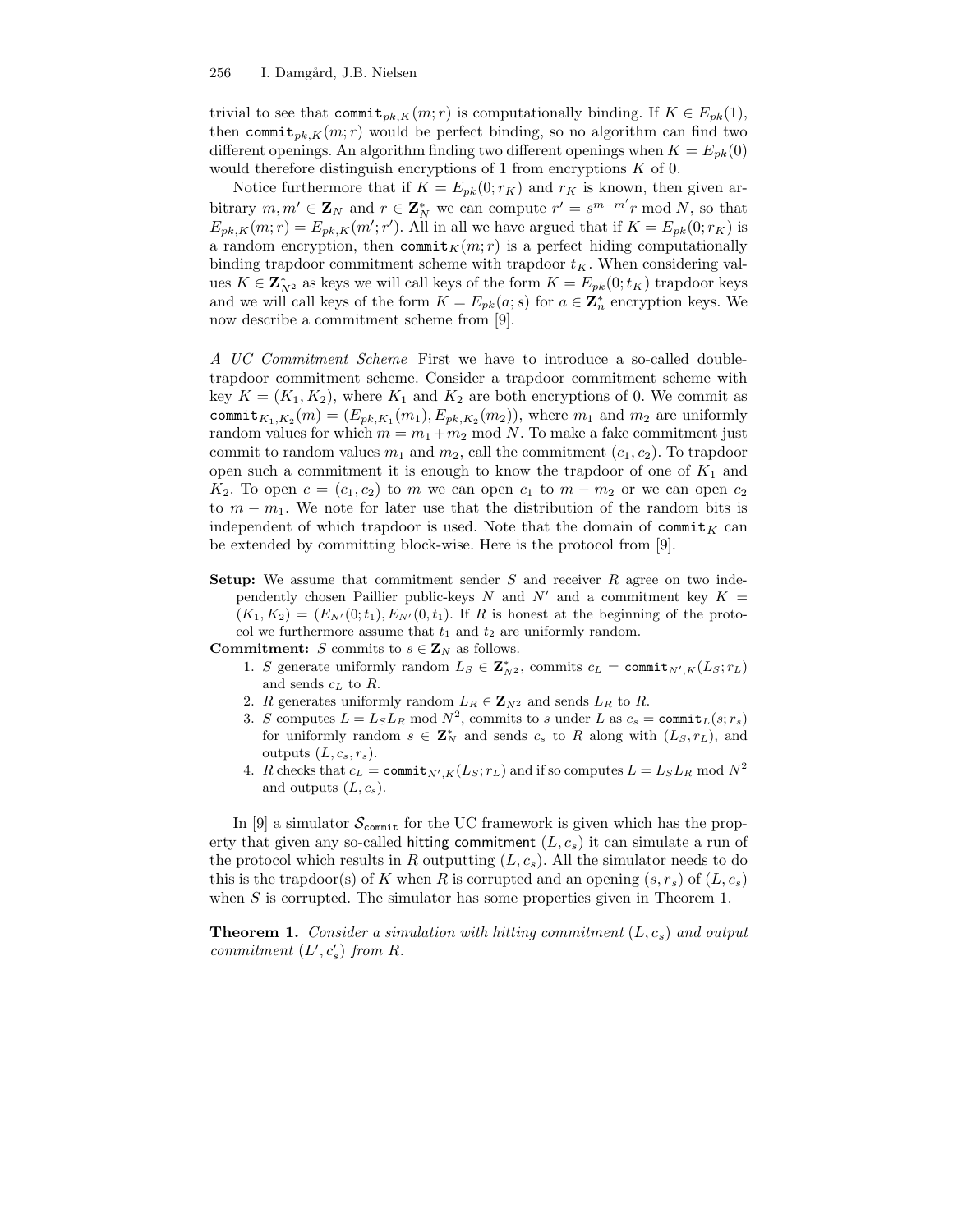trivial to see that $\texttt{commit}_{pk,K}(m;r)$ is computationally binding. If $K \in E_{pk}(1)$, then $\texttt{commit}_{pk,K}(m;r)$ would be perfect binding, so no algorithm can find two different openings. An algorithm finding two different openings when $K = E_{pk}(0)$ would therefore distinguish encryptions of 1 from encryptions $K$ of 0.

Notice furthermore that if $K = E_{pk}(0; r_K)$ and $r_K$ is known, then given arbitrary $m, m' \in \mathbf{Z}_N$ and $r \in \mathbf{Z}_N^*$ we can compute $r' = s^{m-m'}r \bmod N$, so that $E_{pk,K}(m;r) = E_{pk,K}(m';r')$. All in all we have argued that if $K = E_{pk}(0;r_K)$ is a random encryption, then $\texttt{commit}_K(m;r)$ is a perfect hiding computationally binding trapdoor commitment scheme with trapdoor $t_K$. When considering values $K \in \mathbf{Z}_{N^2}^*$ as keys we will call keys of the form $K = E_{pk}(0;t_K)$ trapdoor keys and we will call keys of the form $K = E_{pk}(a;s)$ for $a \in \mathbf{Z}_n^*$ encryption keys. We now describe a commitment scheme from [9].

*A UC Commitment Scheme* First we have to introduce a so-called double-trapdoor commitment scheme. Consider a trapdoor commitment scheme with key $K = (K_1, K_2)$, where $K_1$ and $K_2$ are both encryptions of 0. We commit as $\texttt{commit}_{K_1,K_2}(m) = (E_{pk,K_1}(m_1), E_{pk,K_2}(m_2))$, where $m_1$ and $m_2$ are uniformly random values for which $m = m_1 + m_2 \bmod N$. To make a fake commitment just commit to random values $m_1$ and $m_2$, call the commitment $(c_1, c_2)$. To trapdoor open such a commitment it is enough to know the trapdoor of one of $K_1$ and $K_2$. To open $c = (c_1, c_2)$ to $m$ we can open $c_1$ to $m - m_2$ or we can open $c_2$ to $m - m_1$. We note for later use that the distribution of the random bits is independent of which trapdoor is used. Note that the domain of $\texttt{commit}_K$ can be extended by committing block-wise. Here is the protocol from [9].

**Setup:** We assume that commitment sender $S$ and receiver $R$ agree on two independently chosen Paillier public-keys $N$ and $N'$ and a commitment key $K = (K_1, K_2) = (E_{N'}(0;t_1), E_{N'}(0,t_1))$. If $R$ is honest at the beginning of the protocol we furthermore assume that $t_1$ and $t_2$ are uniformly random.

**Commitment:** $S$ commits to $s \in \mathbf{Z}_N$ as follows.

1. $S$ generate uniformly random $L_S \in \mathbf{Z}_{N^2}^*$, commits $c_L = \texttt{commit}_{N',K}(L_S;r_L)$ and sends $c_L$ to $R$.
2. $R$ generates uniformly random $L_R \in \mathbf{Z}_{N^2}$ and sends $L_R$ to $R$.
3. $S$ computes $L = L_S L_R \bmod N^2$, commits to $s$ under $L$ as $c_s = \texttt{commit}_L(s;r_s)$ for uniformly random $s \in \mathbf{Z}_N^*$ and sends $c_s$ to $R$ along with $(L_S, r_L)$, and outputs $(L, c_s, r_s)$.
4. $R$ checks that $c_L = \texttt{commit}_{N',K}(L_S;r_L)$ and if so computes $L = L_S L_R \bmod N^2$ and outputs $(L, c_s)$.

In [9] a simulator $\mathcal{S}_{\texttt{commit}}$ for the UC framework is given which has the property that given any so-called hitting commitment $(L, c_s)$ it can simulate a run of the protocol which results in $R$ outputting $(L, c_s)$. All the simulator needs to do this is the trapdoor(s) of $K$ when $R$ is corrupted and an opening $(s, r_s)$ of $(L, c_s)$ when $S$ is corrupted. The simulator has some properties given in Theorem 1.

**Theorem 1.** *Consider a simulation with hitting commitment $(L, c_s)$ and output commitment $(L', c_s')$ from $R$.*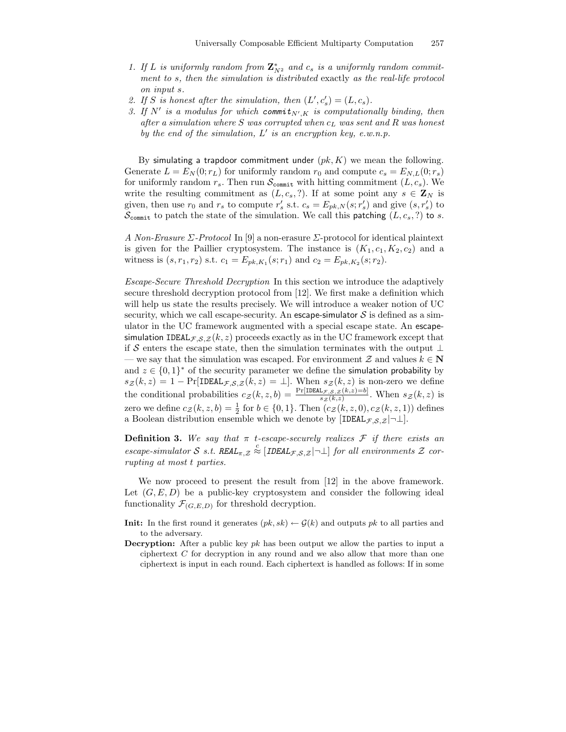1. *If $L$ is uniformly random from $\mathbf{Z}_{N^2}^*$ and $c_s$ is a uniformly random commitment to $s$, then the simulation is distributed* exactly *as the real-life protocol on input $s$.*
2. *If $S$ is honest after the simulation, then $(L', c_s') = (L, c_s)$.*
3. *If $N'$ is a modulus for which $\texttt{commit}_{N',K}$ is computationally binding, then after a simulation where $S$ was corrupted when $c_L$ was sent and $R$ was honest by the end of the simulation, $L'$ is an encryption key, e.w.n.p.*

By simulating a trapdoor commitment under $(pk, K)$ we mean the following. Generate $L = E_N(0; r_L)$ for uniformly random $r_0$ and compute $c_s = E_{N,L}(0; r_s)$ for uniformly random $r_s$. Then run $\mathcal{S}_{\texttt{commit}}$ with hitting commitment $(L, c_s)$. We write the resulting commitment as $(L, c_s, ?)$. If at some point any $s \in \mathbf{Z}_N$ is given, then use $r_0$ and $r_s$ to compute $r_s'$ s.t. $c_s = E_{pk,N}(s; r_s')$ and give $(s, r_s')$ to $\mathcal{S}_{\texttt{commit}}$ to patch the state of the simulation. We call this patching $(L, c_s, ?)$ to $s$.

*A Non-Erasure $\Sigma$-Protocol* In [9] a non-erasure $\Sigma$-protocol for identical plaintext is given for the Paillier cryptosystem. The instance is $(K_1, c_1, K_2, c_2)$ and a witness is $(s, r_1, r_2)$ s.t. $c_1 = E_{pk,K_1}(s; r_1)$ and $c_2 = E_{pk,K_2}(s; r_2)$.

*Escape-Secure Threshold Decryption* In this section we introduce the adaptively secure threshold decryption protocol from [12]. We first make a definition which will help us state the results precisely. We will introduce a weaker notion of UC security, which we call escape-security. An escape-simulator $\mathcal{S}$ is defined as a simulator in the UC framework augmented with a special escape state. An escape-simulation $\texttt{IDEAL}_{\mathcal{F},\mathcal{S},\mathcal{Z}}(k, z)$ proceeds exactly as in the UC framework except that if $\mathcal{S}$ enters the escape state, then the simulation terminates with the output $\perp$ — we say that the simulation was escaped. For environment $\mathcal{Z}$ and values $k \in \mathbf{N}$ and $z \in \{0,1\}^*$ of the security parameter we define the simulation probability by $s_{\mathcal{Z}}(k, z) = 1 - \Pr[\texttt{IDEAL}_{\mathcal{F},\mathcal{S},\mathcal{Z}}(k, z) = \perp]$. When $s_{\mathcal{Z}}(k, z)$ is non-zero we define the conditional probabilities $c_{\mathcal{Z}}(k, z, b) = \frac{\Pr[\texttt{IDEAL}_{\mathcal{F},\mathcal{S},\mathcal{Z}}(k,z)=b]}{s_{\mathcal{Z}}(k,z)}$. When $s_{\mathcal{Z}}(k, z)$ is zero we define $c_{\mathcal{Z}}(k, z, b) = \frac{1}{2}$ for $b \in \{0, 1\}$. Then $(c_{\mathcal{Z}}(k, z, 0), c_{\mathcal{Z}}(k, z, 1))$ defines a Boolean distribution ensemble which we denote by $[\texttt{IDEAL}_{\mathcal{F},\mathcal{S},\mathcal{Z}} | \neg\perp]$.

**Definition 3.** *We say that $\pi$ $t$-escape-securely realizes $\mathcal{F}$ if there exists an escape-simulator $\mathcal{S}$ s.t. $\texttt{REAL}_{\pi,\mathcal{Z}} \stackrel{c}{\approx} [\texttt{IDEAL}_{\mathcal{F},\mathcal{S},\mathcal{Z}} | \neg\perp]$ for all environments $\mathcal{Z}$ corrupting at most $t$ parties.*

We now proceed to present the result from [12] in the above framework. Let $(G, E, D)$ be a public-key cryptosystem and consider the following ideal functionality $\mathcal{F}_{(G,E,D)}$ for threshold decryption.

**Init:** In the first round it generates $(pk, sk) \leftarrow \mathcal{G}(k)$ and outputs $pk$ to all parties and to the adversary.

**Decryption:** After a public key $pk$ has been output we allow the parties to input a ciphertext $C$ for decryption in any round and we also allow that more than one ciphertext is input in each round. Each ciphertext is handled as follows: If in some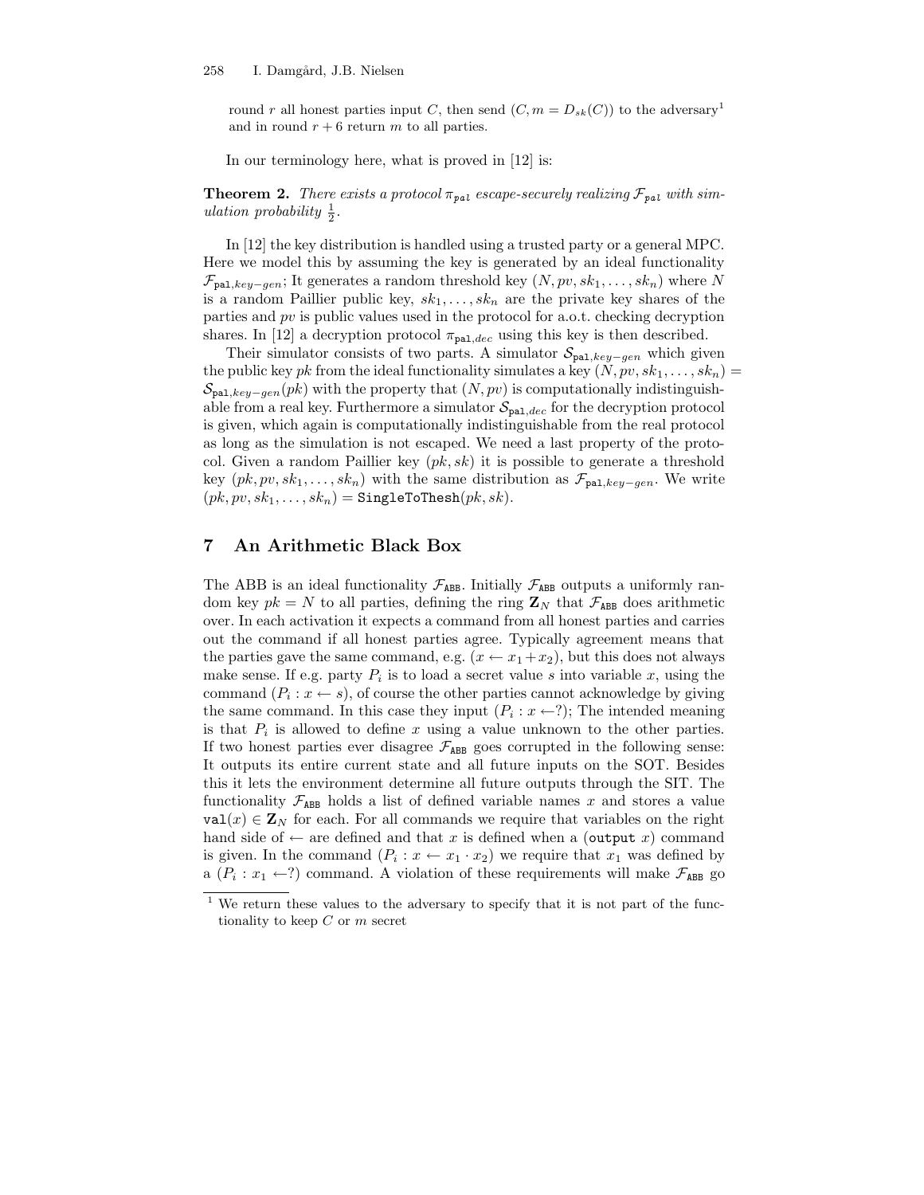round $r$ all honest parties input $C$, then send $(C, m = D_{sk}(C))$ to the adversary[1] and in round $r + 6$ return $m$ to all parties.

In our terminology here, what is proved in [12] is:

**Theorem 2.** *There exists a protocol $\pi_{\mathtt{pal}}$ escape-securely realizing $\mathcal{F}_{\mathtt{pal}}$ with simulation probability $\frac{1}{2}$.*

In [12] the key distribution is handled using a trusted party or a general MPC. Here we model this by assuming the key is generated by an ideal functionality $\mathcal{F}_{\mathtt{pal},key-gen}$; It generates a random threshold key $(N, pv, sk_1, \ldots, sk_n)$ where $N$ is a random Paillier public key, $sk_1, \ldots, sk_n$ are the private key shares of the parties and $pv$ is public values used in the protocol for a.o.t. checking decryption shares. In [12] a decryption protocol $\pi_{\mathtt{pal},dec}$ using this key is then described.

Their simulator consists of two parts. A simulator $\mathcal{S}_{\mathtt{pal},key-gen}$ which given the public key $pk$ from the ideal functionality simulates a key $(N, pv, sk_1, \ldots, sk_n) = \mathcal{S}_{\mathtt{pal},key-gen}(pk)$ with the property that $(N, pv)$ is computationally indistinguishable from a real key. Furthermore a simulator $\mathcal{S}_{\mathtt{pal},dec}$ for the decryption protocol is given, which again is computationally indistinguishable from the real protocol as long as the simulation is not escaped. We need a last property of the protocol. Given a random Paillier key $(pk, sk)$ it is possible to generate a threshold key $(pk, pv, sk_1, \ldots, sk_n)$ with the same distribution as $\mathcal{F}_{\mathtt{pal},key-gen}$. We write $(pk, pv, sk_1, \ldots, sk_n) = \mathtt{SingleToThesh}(pk, sk)$.

## 7 An Arithmetic Black Box

The ABB is an ideal functionality $\mathcal{F}_{\mathtt{ABB}}$. Initially $\mathcal{F}_{\mathtt{ABB}}$ outputs a uniformly random key $pk = N$ to all parties, defining the ring $\mathbf{Z}_N$ that $\mathcal{F}_{\mathtt{ABB}}$ does arithmetic over. In each activation it expects a command from all honest parties and carries out the command if all honest parties agree. Typically agreement means that the parties gave the same command, e.g. $(x \leftarrow x_1 + x_2)$, but this does not always make sense. If e.g. party $P_i$ is to load a secret value $s$ into variable $x$, using the command $(P_i : x \leftarrow s)$, of course the other parties cannot acknowledge by giving the same command. In this case they input $(P_i : x \leftarrow ?)$; The intended meaning is that $P_i$ is allowed to define $x$ using a value unknown to the other parties. If two honest parties ever disagree $\mathcal{F}_{\mathtt{ABB}}$ goes corrupted in the following sense: It outputs its entire current state and all future inputs on the SOT. Besides this it lets the environment determine all future outputs through the SIT. The functionality $\mathcal{F}_{\mathtt{ABB}}$ holds a list of defined variable names $x$ and stores a value $\mathtt{val}(x) \in \mathbf{Z}_N$ for each. For all commands we require that variables on the right hand side of $\leftarrow$ are defined and that $x$ is defined when a $(\mathtt{output}\ x)$ command is given. In the command $(P_i : x \leftarrow x_1 \cdot x_2)$ we require that $x_1$ was defined by a $(P_i : x_1 \leftarrow ?)$ command. A violation of these requirements will make $\mathcal{F}_{\mathtt{ABB}}$ go

[1] We return these values to the adversary to specify that it is not part of the functionality to keep $C$ or $m$ secret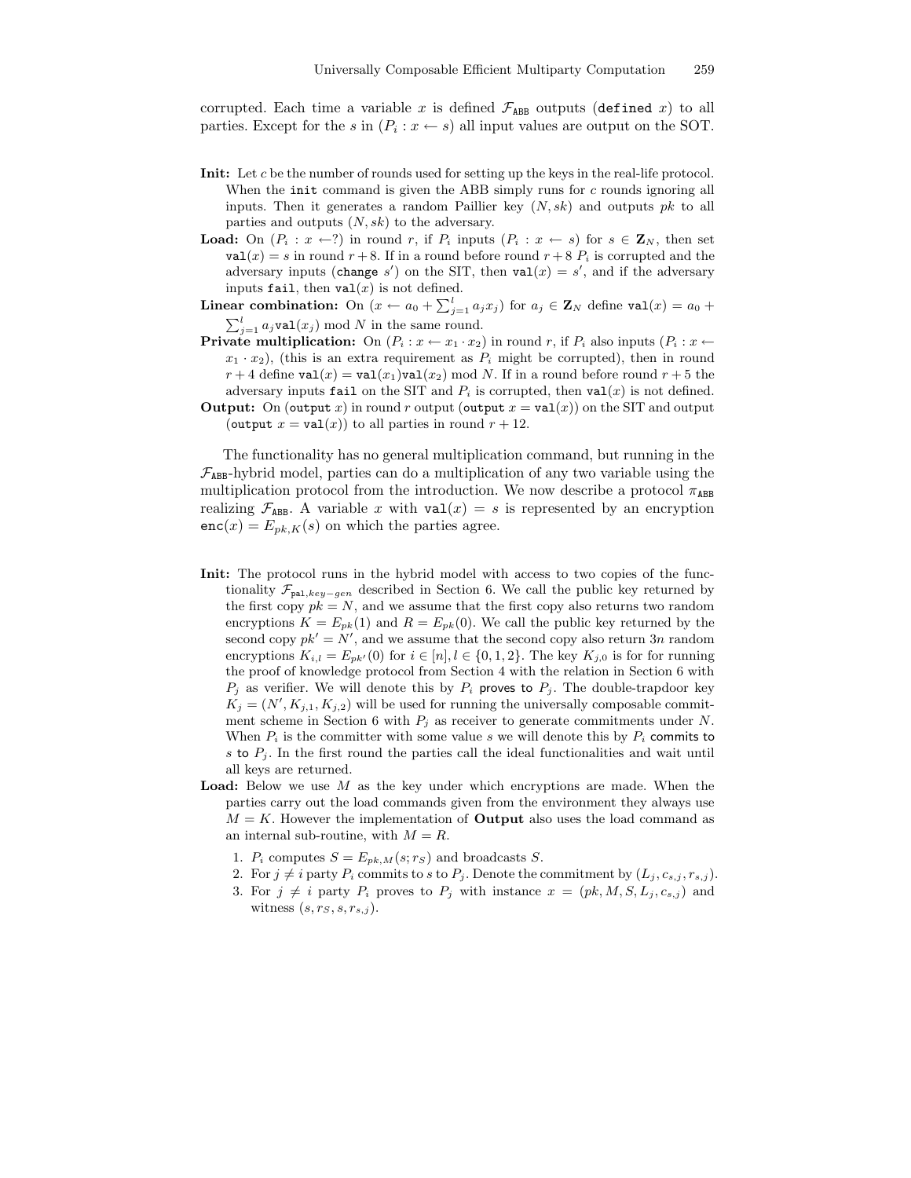corrupted. Each time a variable $x$ is defined $\mathcal{F}_{\texttt{ABB}}$ outputs (`defined` $x$) to all parties. Except for the $s$ in $(P_i : x \leftarrow s)$ all input values are output on the SOT.

- **Init:** Let $c$ be the number of rounds used for setting up the keys in the real-life protocol. When the `init` command is given the ABB simply runs for $c$ rounds ignoring all inputs. Then it generates a random Paillier key $(N, sk)$ and outputs $pk$ to all parties and outputs $(N, sk)$ to the adversary.
- **Load:** On $(P_i : x \leftarrow ?)$ in round $r$, if $P_i$ inputs $(P_i : x \leftarrow s)$ for $s \in \mathbf{Z}_N$, then set $\texttt{val}(x) = s$ in round $r+8$. If in a round before round $r+8$ $P_i$ is corrupted and the adversary inputs (`change` $s'$) on the SIT, then $\texttt{val}(x) = s'$, and if the adversary inputs `fail`, then $\texttt{val}(x)$ is not defined.
- **Linear combination:** On $(x \leftarrow a_0 + \sum_{j=1}^{l} a_j x_j)$ for $a_j \in \mathbf{Z}_N$ define $\texttt{val}(x) = a_0 + \sum_{j=1}^{l} a_j \texttt{val}(x_j) \bmod N$ in the same round.
- **Private multiplication:** On $(P_i : x \leftarrow x_1 \cdot x_2)$ in round $r$, if $P_i$ also inputs $(P_i : x \leftarrow x_1 \cdot x_2)$, (this is an extra requirement as $P_i$ might be corrupted), then in round $r+4$ define $\texttt{val}(x) = \texttt{val}(x_1)\texttt{val}(x_2) \bmod N$. If in a round before round $r+5$ the adversary inputs `fail` on the SIT and $P_i$ is corrupted, then $\texttt{val}(x)$ is not defined.
- **Output:** On (`output` $x$) in round $r$ output (`output` $x = \texttt{val}(x)$) on the SIT and output (`output` $x = \texttt{val}(x)$) to all parties in round $r+12$.

The functionality has no general multiplication command, but running in the $\mathcal{F}_{\texttt{ABB}}$-hybrid model, parties can do a multiplication of any two variable using the multiplication protocol from the introduction. We now describe a protocol $\pi_{\texttt{ABB}}$ realizing $\mathcal{F}_{\texttt{ABB}}$. A variable $x$ with $\texttt{val}(x) = s$ is represented by an encryption $\texttt{enc}(x) = E_{pk,K}(s)$ on which the parties agree.

- **Init:** The protocol runs in the hybrid model with access to two copies of the functionality $\mathcal{F}_{\texttt{pal},key-gen}$ described in Section 6. We call the public key returned by the first copy $pk = N$, and we assume that the first copy also returns two random encryptions $K = E_{pk}(1)$ and $R = E_{pk}(0)$. We call the public key returned by the second copy $pk' = N'$, and we assume that the second copy also return $3n$ random encryptions $K_{i,l} = E_{pk'}(0)$ for $i \in [n], l \in \{0, 1, 2\}$. The key $K_{j,0}$ is for for running the proof of knowledge protocol from Section 4 with the relation in Section 6 with $P_j$ as verifier. We will denote this by $P_i$ proves to $P_j$. The double-trapdoor key $K_j = (N', K_{j,1}, K_{j,2})$ will be used for running the universally composable commitment scheme in Section 6 with $P_j$ as receiver to generate commitments under $N$. When $P_i$ is the committer with some value $s$ we will denote this by $P_i$ commits to $s$ to $P_j$. In the first round the parties call the ideal functionalities and wait until all keys are returned.
- **Load:** Below we use $M$ as the key under which encryptions are made. When the parties carry out the load commands given from the environment they always use $M = K$. However the implementation of **Output** also uses the load command as an internal sub-routine, with $M = R$.
  1. $P_i$ computes $S = E_{pk,M}(s; r_S)$ and broadcasts $S$.
  2. For $j \neq i$ party $P_i$ commits to $s$ to $P_j$. Denote the commitment by $(L_j, c_{s,j}, r_{s,j})$.
  3. For $j \neq i$ party $P_i$ proves to $P_j$ with instance $x = (pk, M, S, L_j, c_{s,j})$ and witness $(s, r_S, s, r_{s,j})$.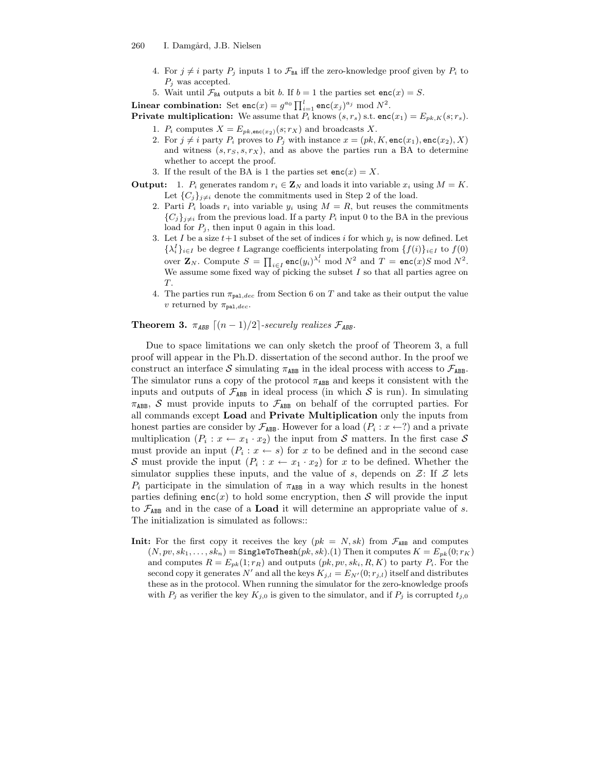4. For $j \neq i$ party $P_j$ inputs 1 to $\mathcal{F}_{\mathtt{BA}}$ iff the zero-knowledge proof given by $P_i$ to $P_j$ was accepted.
5. Wait until $\mathcal{F}_{\mathtt{BA}}$ outputs a bit $b$. If $b = 1$ the parties set $\mathtt{enc}(x) = S$.

**Linear combination:** Set $\mathtt{enc}(x) = g^{a_0} \prod_{i=1}^{l} \mathtt{enc}(x_j)^{a_j} \bmod N^2$.

**Private multiplication:** We assume that $P_i$ knows $(s, r_s)$ s.t. $\mathtt{enc}(x_1) = E_{pk,K}(s; r_s)$.

1. $P_i$ computes $X = E_{pk,\mathtt{enc}(x_2)}(s; r_X)$ and broadcasts $X$.
2. For $j \neq i$ party $P_i$ proves to $P_j$ with instance $x = (pk, K, \mathtt{enc}(x_1), \mathtt{enc}(x_2), X)$ and witness $(s, r_S, s, r_X)$, and as above the parties run a BA to determine whether to accept the proof.
3. If the result of the BA is 1 the parties set $\mathtt{enc}(x) = X$.

**Output:**
1. $P_i$ generates random $r_i \in \mathbf{Z}_N$ and loads it into variable $x_i$ using $M = K$. Let $\{C_j\}_{j \neq i}$ denote the commitments used in Step 2 of the load.
2. Parti $P_i$ loads $r_i$ into variable $y_i$ using $M = R$, but reuses the commitments $\{C_j\}_{j \neq i}$ from the previous load. If a party $P_i$ input 0 to the BA in the previous load for $P_j$, then input 0 again in this load.
3. Let $I$ be a size $t+1$ subset of the set of indices $i$ for which $y_i$ is now defined. Let $\{\lambda_i^I\}_{i \in I}$ be degree $t$ Lagrange coefficients interpolating from $\{f(i)\}_{i \in I}$ to $f(0)$ over $\mathbf{Z}_N$. Compute $S = \prod_{i \in I} \mathtt{enc}(y_i)^{\lambda_i^I} \bmod N^2$ and $T = \mathtt{enc}(x) S \bmod N^2$. We assume some fixed way of picking the subset $I$ so that all parties agree on $T$.
4. The parties run $\pi_{\mathtt{pal},dec}$ from Section 6 on $T$ and take as their output the value $v$ returned by $\pi_{\mathtt{pal},dec}$.

**Theorem 3.** *$\pi_{ABB}$ $\lceil (n-1)/2 \rceil$-securely realizes $\mathcal{F}_{ABB}$.*

Due to space limitations we can only sketch the proof of Theorem 3, a full proof will appear in the Ph.D. dissertation of the second author. In the proof we construct an interface $\mathcal{S}$ simulating $\pi_{\mathtt{ABB}}$ in the ideal process with access to $\mathcal{F}_{\mathtt{ABB}}$. The simulator runs a copy of the protocol $\pi_{\mathtt{ABB}}$ and keeps it consistent with the inputs and outputs of $\mathcal{F}_{\mathtt{ABB}}$ in ideal process (in which $\mathcal{S}$ is run). In simulating $\pi_{\mathtt{ABB}}$, $\mathcal{S}$ must provide inputs to $\mathcal{F}_{\mathtt{ABB}}$ on behalf of the corrupted parties. For all commands except **Load** and **Private Multiplication** only the inputs from honest parties are consider by $\mathcal{F}_{\mathtt{ABB}}$. However for a load $(P_i : x \leftarrow ?)$ and a private multiplication $(P_i : x \leftarrow x_1 \cdot x_2)$ the input from $\mathcal{S}$ matters. In the first case $\mathcal{S}$ must provide an input $(P_i : x \leftarrow s)$ for $x$ to be defined and in the second case $\mathcal{S}$ must provide the input $(P_i : x \leftarrow x_1 \cdot x_2)$ for $x$ to be defined. Whether the simulator supplies these inputs, and the value of $s$, depends on $\mathcal{Z}$: If $\mathcal{Z}$ lets $P_i$ participate in the simulation of $\pi_{\mathtt{ABB}}$ in a way which results in the honest parties defining $\mathtt{enc}(x)$ to hold some encryption, then $\mathcal{S}$ will provide the input to $\mathcal{F}_{\mathtt{ABB}}$ and in the case of a **Load** it will determine an appropriate value of $s$. The initialization is simulated as follows::

**Init:** For the first copy it receives the key $(pk = N, sk)$ from $\mathcal{F}_{\mathtt{ABB}}$ and computes $(N, pv, sk_1, \ldots, sk_n) = \mathtt{SingleToThesh}(pk, sk)$.(1) Then it computes $K = E_{pk}(0; r_K)$ and computes $R = E_{pk}(1; r_R)$ and outputs $(pk, pv, sk_i, R, K)$ to party $P_i$. For the second copy it generates $N'$ and all the keys $K_{j,l} = E_{N'}(0; r_{j,l})$ itself and distributes these as in the protocol. When running the simulator for the zero-knowledge proofs with $P_j$ as verifier the key $K_{j,0}$ is given to the simulator, and if $P_j$ is corrupted $t_{j,0}$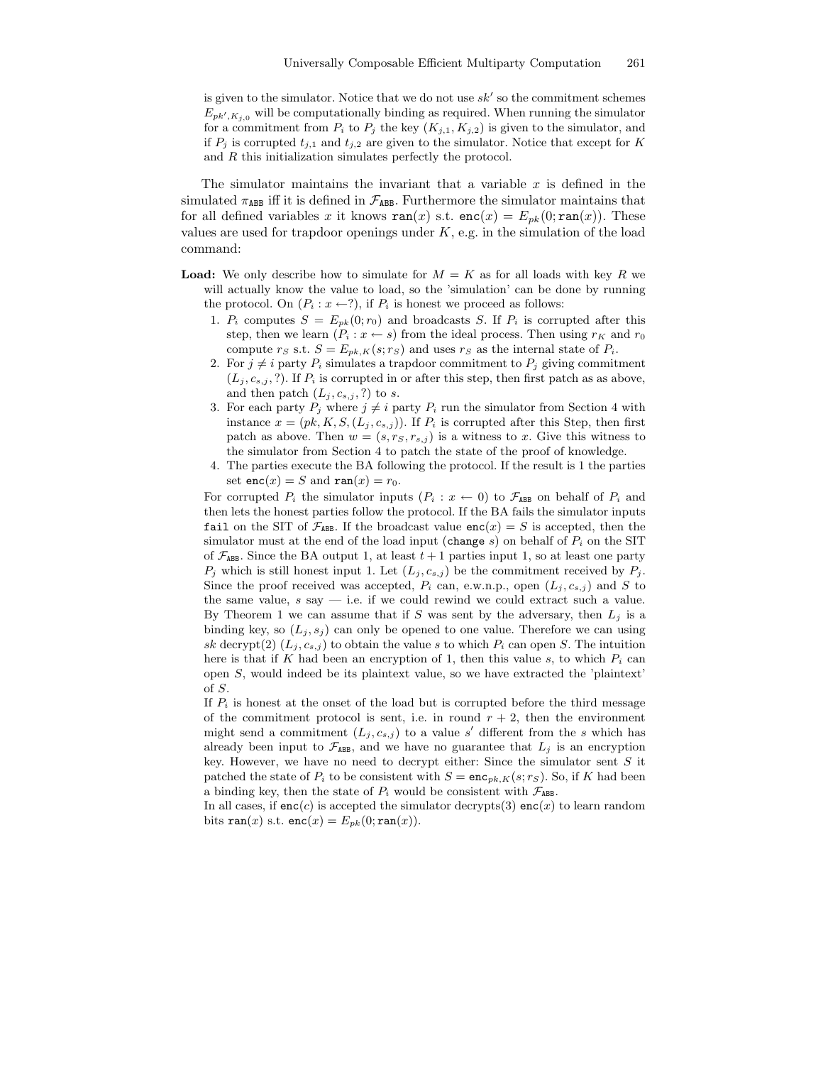is given to the simulator. Notice that we do not use $sk'$ so the commitment schemes $E_{pk',K_{j,0}}$ will be computationally binding as required. When running the simulator for a commitment from $P_i$ to $P_j$ the key $(K_{j,1}, K_{j,2})$ is given to the simulator, and if $P_j$ is corrupted $t_{j,1}$ and $t_{j,2}$ are given to the simulator. Notice that except for $K$ and $R$ this initialization simulates perfectly the protocol.

The simulator maintains the invariant that a variable $x$ is defined in the simulated $\pi_{\texttt{ABB}}$ iff it is defined in $\mathcal{F}_{\texttt{ABB}}$. Furthermore the simulator maintains that for all defined variables $x$ it knows $\texttt{ran}(x)$ s.t. $\texttt{enc}(x) = E_{pk}(0; \texttt{ran}(x))$. These values are used for trapdoor openings under $K$, e.g. in the simulation of the load command:

**Load:** We only describe how to simulate for $M = K$ as for all loads with key $R$ we will actually know the value to load, so the 'simulation' can be done by running the protocol. On $(P_i : x \leftarrow ?)$, if $P_i$ is honest we proceed as follows:

1. $P_i$ computes $S = E_{pk}(0; r_0)$ and broadcasts $S$. If $P_i$ is corrupted after this step, then we learn $(P_i : x \leftarrow s)$ from the ideal process. Then using $r_K$ and $r_0$ compute $r_S$ s.t. $S = E_{pk,K}(s; r_S)$ and uses $r_S$ as the internal state of $P_i$.
2. For $j \neq i$ party $P_i$ simulates a trapdoor commitment to $P_j$ giving commitment $(L_j, c_{s,j}, ?)$. If $P_i$ is corrupted in or after this step, then first patch as as above, and then patch $(L_j, c_{s,j}, ?)$ to $s$.
3. For each party $P_j$ where $j \neq i$ party $P_i$ run the simulator from Section 4 with instance $x = (pk, K, S, (L_j, c_{s,j}))$. If $P_i$ is corrupted after this Step, then first patch as above. Then $w = (s, r_S, r_{s,j})$ is a witness to $x$. Give this witness to the simulator from Section 4 to patch the state of the proof of knowledge.
4. The parties execute the BA following the protocol. If the result is 1 the parties set $\texttt{enc}(x) = S$ and $\texttt{ran}(x) = r_0$.

For corrupted $P_i$ the simulator inputs $(P_i : x \leftarrow 0)$ to $\mathcal{F}_{\texttt{ABB}}$ on behalf of $P_i$ and then lets the honest parties follow the protocol. If the BA fails the simulator inputs `fail` on the SIT of $\mathcal{F}_{\texttt{ABB}}$. If the broadcast value $\texttt{enc}(x) = S$ is accepted, then the simulator must at the end of the load input (`change` $s$) on behalf of $P_i$ on the SIT of $\mathcal{F}_{\texttt{ABB}}$. Since the BA output 1, at least $t+1$ parties input 1, so at least one party $P_j$ which is still honest input 1. Let $(L_j, c_{s,j})$ be the commitment received by $P_j$. Since the proof received was accepted, $P_i$ can, e.w.n.p., open $(L_j, c_{s,j})$ and $S$ to the same value, $s$ say — i.e. if we could rewind we could extract such a value. By Theorem 1 we can assume that if $S$ was sent by the adversary, then $L_j$ is a binding key, so $(L_j, s_j)$ can only be opened to one value. Therefore we can using $sk$ decrypt(2) $(L_j, c_{s,j})$ to obtain the value $s$ to which $P_i$ can open $S$. The intuition here is that if $K$ had been an encryption of 1, then this value $s$, to which $P_i$ can open $S$, would indeed be its plaintext value, so we have extracted the 'plaintext' of $S$.

If $P_i$ is honest at the onset of the load but is corrupted before the third message of the commitment protocol is sent, i.e. in round $r+2$, then the environment might send a commitment $(L_j, c_{s,j})$ to a value $s'$ different from the $s$ which has already been input to $\mathcal{F}_{\texttt{ABB}}$, and we have no guarantee that $L_j$ is an encryption key. However, we have no need to decrypt either: Since the simulator sent $S$ it patched the state of $P_i$ to be consistent with $S = \texttt{enc}_{pk,K}(s; r_S)$. So, if $K$ had been a binding key, then the state of $P_i$ would be consistent with $\mathcal{F}_{\texttt{ABB}}$.

In all cases, if $\texttt{enc}(c)$ is accepted the simulator decrypts(3) $\texttt{enc}(x)$ to learn random bits $\texttt{ran}(x)$ s.t. $\texttt{enc}(x) = E_{pk}(0; \texttt{ran}(x))$.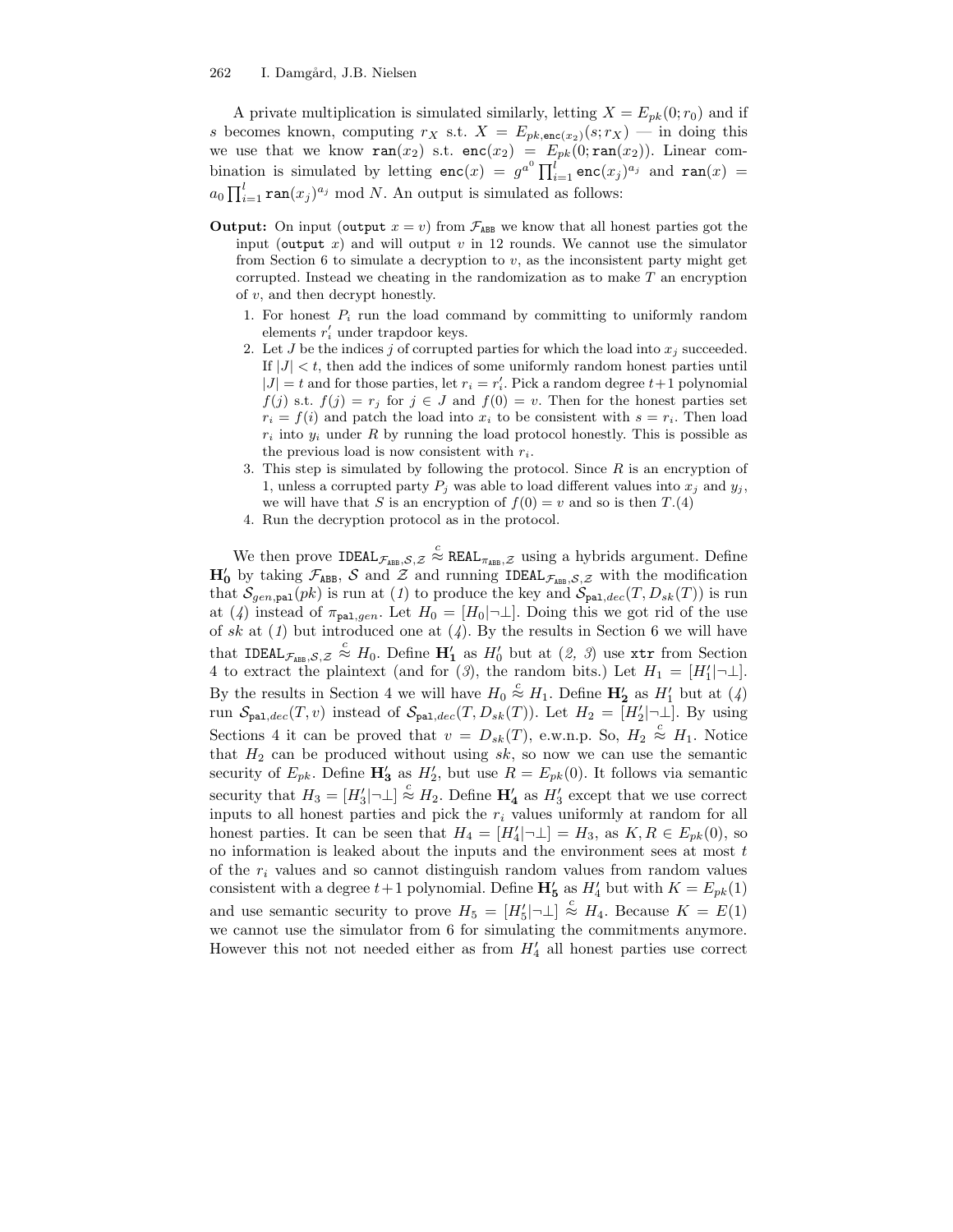A private multiplication is simulated similarly, letting $X = E_{pk}(0; r_0)$ and if $s$ becomes known, computing $r_X$ s.t. $X = E_{pk,\texttt{enc}(x_2)}(s; r_X)$ — in doing this we use that we know $\texttt{ran}(x_2)$ s.t. $\texttt{enc}(x_2) = E_{pk}(0; \texttt{ran}(x_2))$. Linear combination is simulated by letting $\texttt{enc}(x) = g^{a^0} \prod_{i=1}^{l} \texttt{enc}(x_j)^{a_j}$ and $\texttt{ran}(x) = a_0 \prod_{i=1}^{l} \texttt{ran}(x_j)^{a_j} \bmod N$. An output is simulated as follows:

**Output:** On input (output $x = v$) from $\mathcal{F}_{\texttt{ABB}}$ we know that all honest parties got the input (output $x$) and will output $v$ in 12 rounds. We cannot use the simulator from Section 6 to simulate a decryption to $v$, as the inconsistent party might get corrupted. Instead we cheating in the randomization as to make $T$ an encryption of $v$, and then decrypt honestly.

1. For honest $P_i$ run the load command by committing to uniformly random elements $r_i'$ under trapdoor keys.
2. Let $J$ be the indices $j$ of corrupted parties for which the load into $x_j$ succeeded. If $|J| < t$, then add the indices of some uniformly random honest parties until $|J| = t$ and for those parties, let $r_i = r_i'$. Pick a random degree $t+1$ polynomial $f(j)$ s.t. $f(j) = r_j$ for $j \in J$ and $f(0) = v$. Then for the honest parties set $r_i = f(i)$ and patch the load into $x_i$ to be consistent with $s = r_i$. Then load $r_i$ into $y_i$ under $R$ by running the load protocol honestly. This is possible as the previous load is now consistent with $r_i$.
3. This step is simulated by following the protocol. Since $R$ is an encryption of 1, unless a corrupted party $P_j$ was able to load different values into $x_j$ and $y_j$, we will have that $S$ is an encryption of $f(0) = v$ and so is then $T$.(4)
4. Run the decryption protocol as in the protocol.

We then prove $\texttt{IDEAL}_{\mathcal{F}_{\texttt{ABB}},\mathcal{S},\mathcal{Z}} \stackrel{c}{\approx} \texttt{REAL}_{\pi_{\texttt{ABB}},\mathcal{Z}}$ using a hybrids argument. Define $\mathbf{H_0'}$ by taking $\mathcal{F}_{\texttt{ABB}}$, $\mathcal{S}$ and $\mathcal{Z}$ and running $\texttt{IDEAL}_{\mathcal{F}_{\texttt{ABB}},\mathcal{S},\mathcal{Z}}$ with the modification that $\mathcal{S}_{gen,\texttt{pal}}(pk)$ is run at (*1*) to produce the key and $\mathcal{S}_{\texttt{pal},dec}(T, D_{sk}(T))$ is run at (*4*) instead of $\pi_{\texttt{pal},gen}$. Let $H_0 = [H_0|\neg\bot]$. Doing this we got rid of the use of $sk$ at (*1*) but introduced one at (*4*). By the results in Section 6 we will have that $\texttt{IDEAL}_{\mathcal{F}_{\texttt{ABB}},\mathcal{S},\mathcal{Z}} \stackrel{c}{\approx} H_0$. Define $\mathbf{H_1'}$ as $H_0'$ but at (*2, 3*) use $\texttt{xtr}$ from Section 4 to extract the plaintext (and for (*3*), the random bits.) Let $H_1 = [H_1'|\neg\bot]$. By the results in Section 4 we will have $H_0 \stackrel{c}{\approx} H_1$. Define $\mathbf{H_2'}$ as $H_1'$ but at (*4*) run $\mathcal{S}_{\texttt{pal},dec}(T, v)$ instead of $\mathcal{S}_{\texttt{pal},dec}(T, D_{sk}(T))$. Let $H_2 = [H_2'|\neg\bot]$. By using Sections 4 it can be proved that $v = D_{sk}(T)$, e.w.n.p. So, $H_2 \stackrel{c}{\approx} H_1$. Notice that $H_2$ can be produced without using $sk$, so now we can use the semantic security of $E_{pk}$. Define $\mathbf{H_3'}$ as $H_2'$, but use $R = E_{pk}(0)$. It follows via semantic security that $H_3 = [H_3'|\neg\bot] \stackrel{c}{\approx} H_2$. Define $\mathbf{H_4'}$ as $H_3'$ except that we use correct inputs to all honest parties and pick the $r_i$ values uniformly at random for all honest parties. It can be seen that $H_4 = [H_4'|\neg\bot] = H_3$, as $K, R \in E_{pk}(0)$, so no information is leaked about the inputs and the environment sees at most $t$ of the $r_i$ values and so cannot distinguish random values from random values consistent with a degree $t+1$ polynomial. Define $\mathbf{H_5'}$ as $H_4'$ but with $K = E_{pk}(1)$ and use semantic security to prove $H_5 = [H_5'|\neg\bot] \stackrel{c}{\approx} H_4$. Because $K = E(1)$ we cannot use the simulator from 6 for simulating the commitments anymore. However this not not needed either as from $H_4'$ all honest parties use correct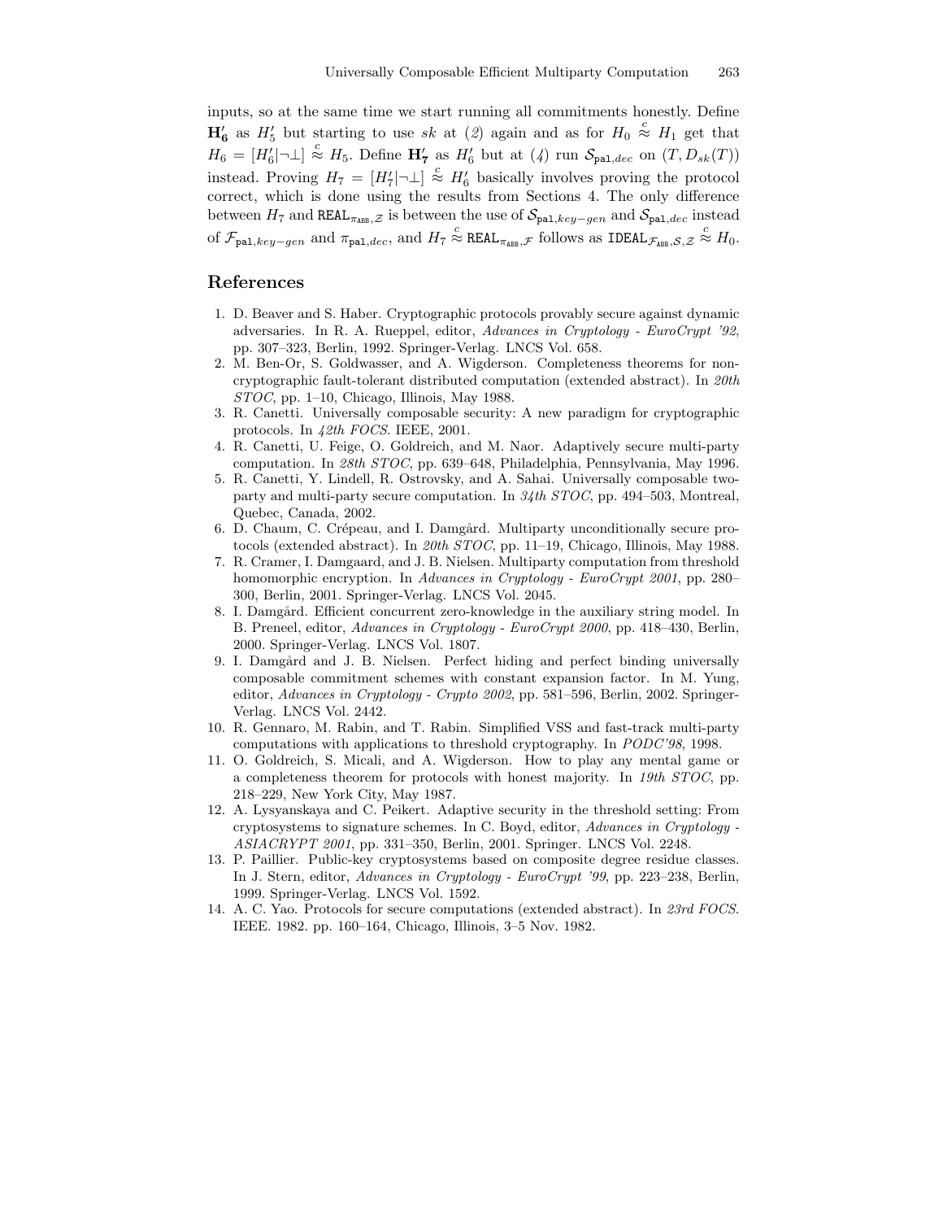inputs, so at the same time we start running all commitments honestly. Define $\mathbf{H_6'}$ as $H_5'$ but starting to use $sk$ at (*2*) again and as for $H_0 \stackrel{c}{\approx} H_1$ get that $H_6 = [H_6'|\neg\bot] \stackrel{c}{\approx} H_5$. Define $\mathbf{H_7'}$ as $H_6'$ but at (*4*) run $\mathcal{S}_{\mathtt{pal},dec}$ on $(T, D_{sk}(T))$ instead. Proving $H_7 = [H_7'|\neg\bot] \stackrel{c}{\approx} H_6'$ basically involves proving the protocol correct, which is done using the results from Sections 4. The only difference between $H_7$ and $\mathtt{REAL}_{\pi_{\mathtt{ABB}},\mathcal{Z}}$ is between the use of $\mathcal{S}_{\mathtt{pal},key-gen}$ and $\mathcal{S}_{\mathtt{pal},dec}$ instead of $\mathcal{F}_{\mathtt{pal},key-gen}$ and $\pi_{\mathtt{pal},dec}$, and $H_7 \stackrel{c}{\approx} \mathtt{REAL}_{\pi_{\mathtt{ABB}},\mathcal{F}}$ follows as $\mathtt{IDEAL}_{\mathcal{F}_{\mathtt{ABB}},\mathcal{S},\mathcal{Z}} \stackrel{c}{\approx} H_0$.

## References

1. D. Beaver and S. Haber. Cryptographic protocols provably secure against dynamic adversaries. In R. A. Rueppel, editor, *Advances in Cryptology - EuroCrypt '92*, pp. 307–323, Berlin, 1992. Springer-Verlag. LNCS Vol. 658.
2. M. Ben-Or, S. Goldwasser, and A. Wigderson. Completeness theorems for non-cryptographic fault-tolerant distributed computation (extended abstract). In *20th STOC*, pp. 1–10, Chicago, Illinois, May 1988.
3. R. Canetti. Universally composable security: A new paradigm for cryptographic protocols. In *42th FOCS*. IEEE, 2001.
4. R. Canetti, U. Feige, O. Goldreich, and M. Naor. Adaptively secure multi-party computation. In *28th STOC*, pp. 639–648, Philadelphia, Pennsylvania, May 1996.
5. R. Canetti, Y. Lindell, R. Ostrovsky, and A. Sahai. Universally composable two-party and multi-party secure computation. In *34th STOC*, pp. 494–503, Montreal, Quebec, Canada, 2002.
6. D. Chaum, C. Crépeau, and I. Damgård. Multiparty unconditionally secure protocols (extended abstract). In *20th STOC*, pp. 11–19, Chicago, Illinois, May 1988.
7. R. Cramer, I. Damgaard, and J. B. Nielsen. Multiparty computation from threshold homomorphic encryption. In *Advances in Cryptology - EuroCrypt 2001*, pp. 280–300, Berlin, 2001. Springer-Verlag. LNCS Vol. 2045.
8. I. Damgård. Efficient concurrent zero-knowledge in the auxiliary string model. In B. Preneel, editor, *Advances in Cryptology - EuroCrypt 2000*, pp. 418–430, Berlin, 2000. Springer-Verlag. LNCS Vol. 1807.
9. I. Damgård and J. B. Nielsen. Perfect hiding and perfect binding universally composable commitment schemes with constant expansion factor. In M. Yung, editor, *Advances in Cryptology - Crypto 2002*, pp. 581–596, Berlin, 2002. Springer-Verlag. LNCS Vol. 2442.
10. R. Gennaro, M. Rabin, and T. Rabin. Simplified VSS and fast-track multi-party computations with applications to threshold cryptography. In *PODC'98*, 1998.
11. O. Goldreich, S. Micali, and A. Wigderson. How to play any mental game or a completeness theorem for protocols with honest majority. In *19th STOC*, pp. 218–229, New York City, May 1987.
12. A. Lysyanskaya and C. Peikert. Adaptive security in the threshold setting: From cryptosystems to signature schemes. In C. Boyd, editor, *Advances in Cryptology - ASIACRYPT 2001*, pp. 331–350, Berlin, 2001. Springer. LNCS Vol. 2248.
13. P. Paillier. Public-key cryptosystems based on composite degree residue classes. In J. Stern, editor, *Advances in Cryptology - EuroCrypt '99*, pp. 223–238, Berlin, 1999. Springer-Verlag. LNCS Vol. 1592.
14. A. C. Yao. Protocols for secure computations (extended abstract). In *23rd FOCS*. IEEE. 1982. pp. 160–164, Chicago, Illinois, 3–5 Nov. 1982.